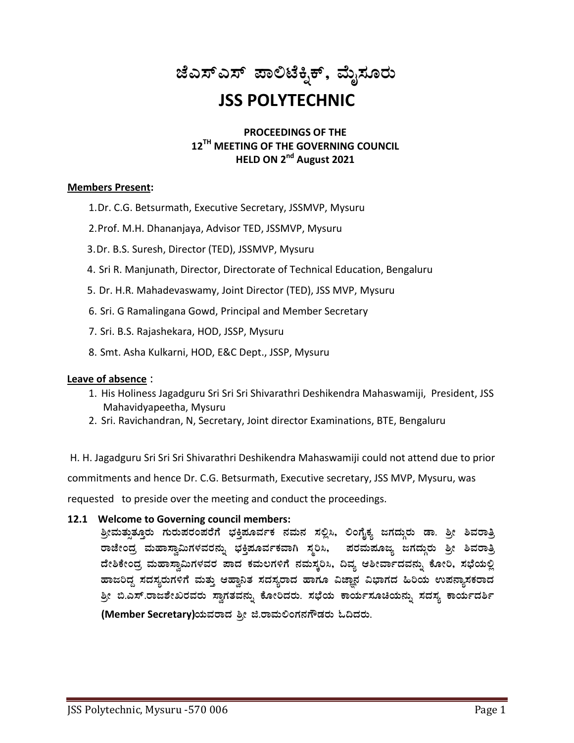# ಜೆಎಸ್‌ಎಸ್ ಪಾಲಿಟೆಕ್ನಿಕ್, ಮೈಸೂರು

# JSS POLYTECHNIC

**PROCEEDINGS OF THE**
**12TH MEETING OF THE GOVERNING COUNCIL**
**HELD ON 2nd August 2021**

**Members Present:**

1. Dr. C.G. Betsurmath, Executive Secretary, JSSMVP, Mysuru
2. Prof. M.H. Dhananjaya, Advisor TED, JSSMVP, Mysuru
3. Dr. B.S. Suresh, Director (TED), JSSMVP, Mysuru
4. Sri R. Manjunath, Director, Directorate of Technical Education, Bengaluru
5. Dr. H.R. Mahadevaswamy, Joint Director (TED), JSS MVP, Mysuru
6. Sri. G Ramalingana Gowd, Principal and Member Secretary
7. Sri. B.S. Rajashekara, HOD, JSSP, Mysuru
8. Smt. Asha Kulkarni, HOD, E&C Dept., JSSP, Mysuru

**Leave of absence** :

1. His Holiness Jagadguru Sri Sri Sri Shivarathri Deshikendra Mahaswamiji, President, JSS Mahavidyapeetha, Mysuru
2. Sri. Ravichandran, N, Secretary, Joint director Examinations, BTE, Bengaluru

H. H. Jagadguru Sri Sri Sri Shivarathri Deshikendra Mahaswamiji could not attend due to prior commitments and hence Dr. C.G. Betsurmath, Executive secretary, JSS MVP, Mysuru, was requested to preside over the meeting and conduct the proceedings.

**12.1 Welcome to Governing council members:**

ಶ್ರೀಮತ್ಸುತ್ತೂರು ಗುರುಪರಂಪರೆಗೆ ಭಕ್ತಿಪೂರ್ವಕ ನಮನ ಸಲ್ಲಿಸಿ, ಲಿಂಗೈಕ್ಯ ಜಗದ್ಗುರು ಡಾ. ಶ್ರೀ ಶಿವರಾತ್ರಿ ರಾಜೇಂದ್ರ ಮಹಾಸ್ವಾಮಿಗಳವರನ್ನು ಭಕ್ತಿಪೂರ್ವಕವಾಗಿ ಸ್ಮರಿಸಿ, ಪರಮಪೂಜ್ಯ ಜಗದ್ಗುರು ಶ್ರೀ ಶಿವರಾತ್ರಿ ದೇಶಿಕೇಂದ್ರ ಮಹಾಸ್ವಾಮಿಗಳವರ ಪಾದ ಕಮಲಗಳಿಗೆ ನಮಸ್ಕರಿಸಿ, ದಿವ್ಯ ಆಶೀರ್ವಾದವನ್ನು ಕೋರಿ, ಸಭೆಯಲ್ಲಿ ಹಾಜರಿದ್ದ ಸದಸ್ಯರುಗಳಿಗೆ ಮತ್ತು ಆಹ್ವಾನಿತ ಸದಸ್ಯರಾದ ಹಾಗೂ ವಿಜ್ಞಾನ ವಿಭಾಗದ ಹಿರಿಯ ಉಪನ್ಯಾಸಕರಾದ ಶ್ರೀ ಬಿ.ಎಸ್.ರಾಜಶೇಖರವರು ಸ್ವಾಗತವನ್ನು ಕೋರಿದರು. ಸಭೆಯ ಕಾರ್ಯಸೂಚಿಯನ್ನು ಸದಸ್ಯ ಕಾರ್ಯದರ್ಶಿ **(Member Secretary)**ಯವರಾದ ಶ್ರೀ ಜಿ.ರಾಮಲಿಂಗನಗೌಡರು ಓದಿದರು.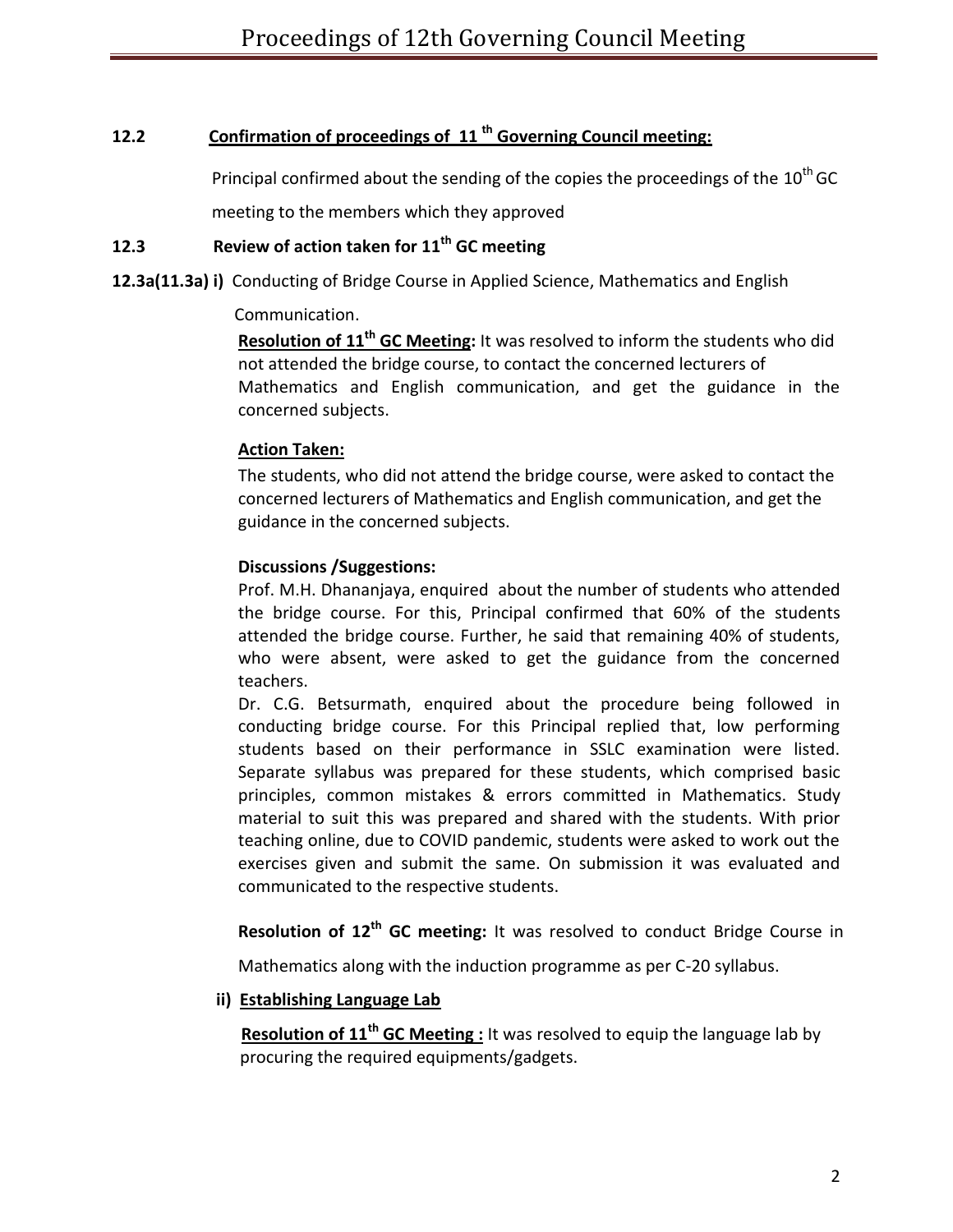### 12.2 Confirmation of proceedings of 11[th] Governing Council meeting:

Principal confirmed about the sending of the copies the proceedings of the 10[th] GC meeting to the members which they approved

### 12.3 Review of action taken for 11[th] GC meeting

**12.3a(11.3a) i)** Conducting of Bridge Course in Applied Science, Mathematics and English Communication.

**Resolution of 11[th] GC Meeting:** It was resolved to inform the students who did not attended the bridge course, to contact the concerned lecturers of Mathematics and English communication, and get the guidance in the concerned subjects.

**Action Taken:**

The students, who did not attend the bridge course, were asked to contact the concerned lecturers of Mathematics and English communication, and get the guidance in the concerned subjects.

**Discussions /Suggestions:**

Prof. M.H. Dhananjaya, enquired about the number of students who attended the bridge course. For this, Principal confirmed that 60% of the students attended the bridge course. Further, he said that remaining 40% of students, who were absent, were asked to get the guidance from the concerned teachers.

Dr. C.G. Betsurmath, enquired about the procedure being followed in conducting bridge course. For this Principal replied that, low performing students based on their performance in SSLC examination were listed. Separate syllabus was prepared for these students, which comprised basic principles, common mistakes & errors committed in Mathematics. Study material to suit this was prepared and shared with the students. With prior teaching online, due to COVID pandemic, students were asked to work out the exercises given and submit the same. On submission it was evaluated and communicated to the respective students.

**Resolution of 12[th] GC meeting:** It was resolved to conduct Bridge Course in Mathematics along with the induction programme as per C-20 syllabus.

**ii) Establishing Language Lab**

**Resolution of 11[th] GC Meeting :** It was resolved to equip the language lab by procuring the required equipments/gadgets.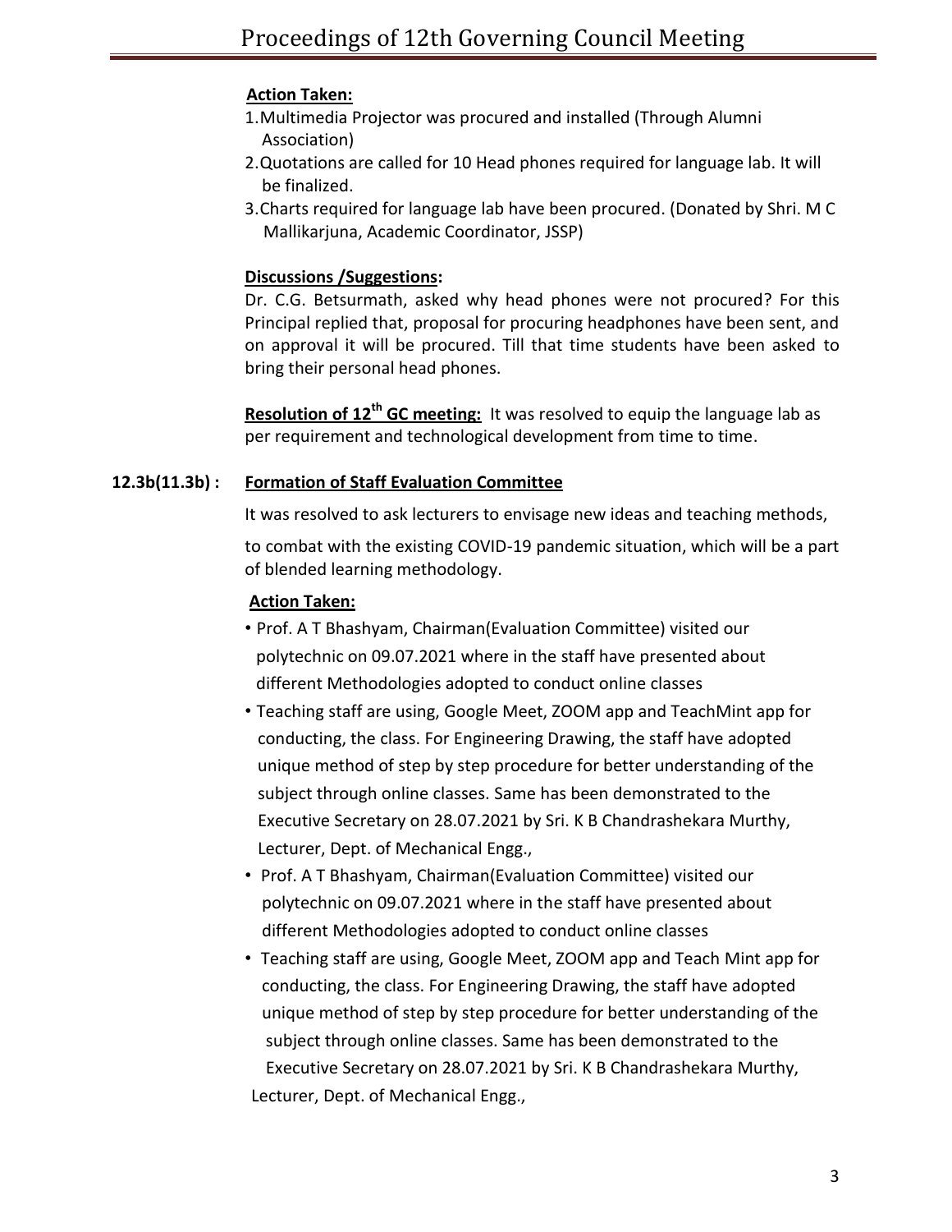**Action Taken:**

1. Multimedia Projector was procured and installed (Through Alumni Association)
2. Quotations are called for 10 Head phones required for language lab. It will be finalized.
3. Charts required for language lab have been procured. (Donated by Shri. M C Mallikarjuna, Academic Coordinator, JSSP)

**Discussions /Suggestions:**

Dr. C.G. Betsurmath, asked why head phones were not procured? For this Principal replied that, proposal for procuring headphones have been sent, and on approval it will be procured. Till that time students have been asked to bring their personal head phones.

**Resolution of 12th GC meeting:** It was resolved to equip the language lab as per requirement and technological development from time to time.

**12.3b(11.3b) : Formation of Staff Evaluation Committee**

It was resolved to ask lecturers to envisage new ideas and teaching methods,

to combat with the existing COVID-19 pandemic situation, which will be a part of blended learning methodology.

**Action Taken:**

- Prof. A T Bhashyam, Chairman(Evaluation Committee) visited our polytechnic on 09.07.2021 where in the staff have presented about different Methodologies adopted to conduct online classes
- Teaching staff are using, Google Meet, ZOOM app and TeachMint app for conducting, the class. For Engineering Drawing, the staff have adopted unique method of step by step procedure for better understanding of the subject through online classes. Same has been demonstrated to the Executive Secretary on 28.07.2021 by Sri. K B Chandrashekara Murthy, Lecturer, Dept. of Mechanical Engg.,
- Prof. A T Bhashyam, Chairman(Evaluation Committee) visited our polytechnic on 09.07.2021 where in the staff have presented about different Methodologies adopted to conduct online classes
- Teaching staff are using, Google Meet, ZOOM app and Teach Mint app for conducting, the class. For Engineering Drawing, the staff have adopted unique method of step by step procedure for better understanding of the subject through online classes. Same has been demonstrated to the Executive Secretary on 28.07.2021 by Sri. K B Chandrashekara Murthy, Lecturer, Dept. of Mechanical Engg.,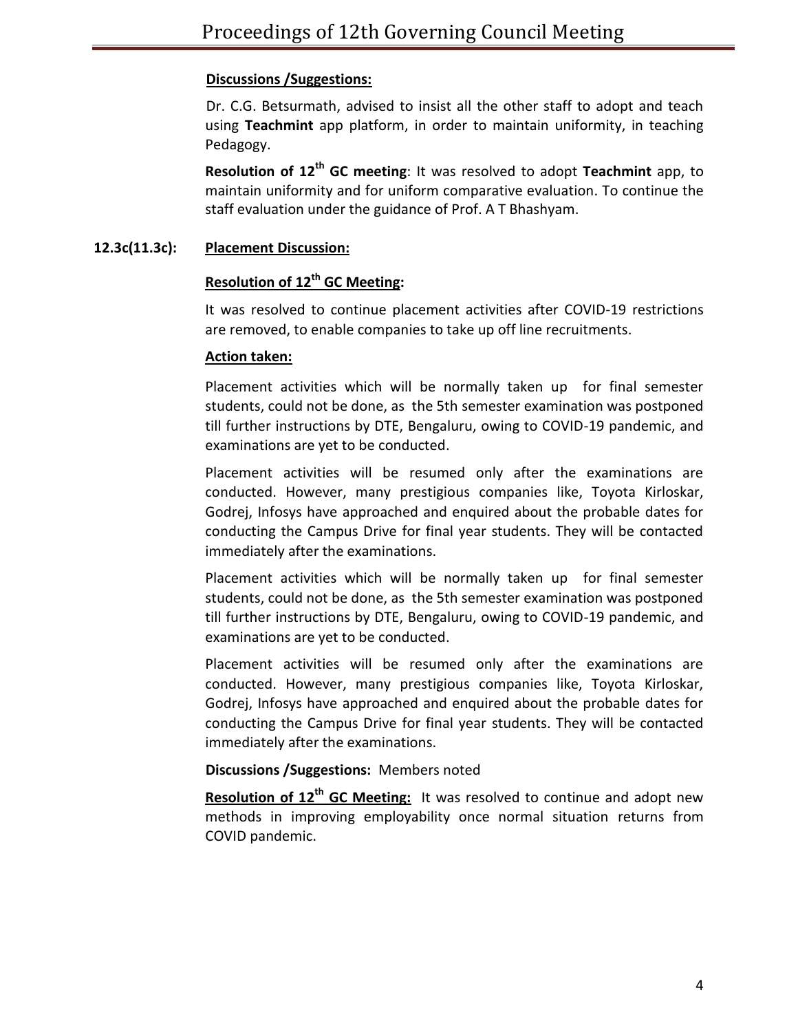**Discussions /Suggestions:**

Dr. C.G. Betsurmath, advised to insist all the other staff to adopt and teach using **Teachmint** app platform, in order to maintain uniformity, in teaching Pedagogy.

**Resolution of 12th GC meeting**: It was resolved to adopt **Teachmint** app, to maintain uniformity and for uniform comparative evaluation. To continue the staff evaluation under the guidance of Prof. A T Bhashyam.

**12.3c(11.3c): Placement Discussion:**

**Resolution of 12th GC Meeting:**

It was resolved to continue placement activities after COVID-19 restrictions are removed, to enable companies to take up off line recruitments.

**Action taken:**

Placement activities which will be normally taken up for final semester students, could not be done, as the 5th semester examination was postponed till further instructions by DTE, Bengaluru, owing to COVID-19 pandemic, and examinations are yet to be conducted.

Placement activities will be resumed only after the examinations are conducted. However, many prestigious companies like, Toyota Kirloskar, Godrej, Infosys have approached and enquired about the probable dates for conducting the Campus Drive for final year students. They will be contacted immediately after the examinations.

Placement activities which will be normally taken up for final semester students, could not be done, as the 5th semester examination was postponed till further instructions by DTE, Bengaluru, owing to COVID-19 pandemic, and examinations are yet to be conducted.

Placement activities will be resumed only after the examinations are conducted. However, many prestigious companies like, Toyota Kirloskar, Godrej, Infosys have approached and enquired about the probable dates for conducting the Campus Drive for final year students. They will be contacted immediately after the examinations.

**Discussions /Suggestions:** Members noted

**Resolution of 12th GC Meeting:** It was resolved to continue and adopt new methods in improving employability once normal situation returns from COVID pandemic.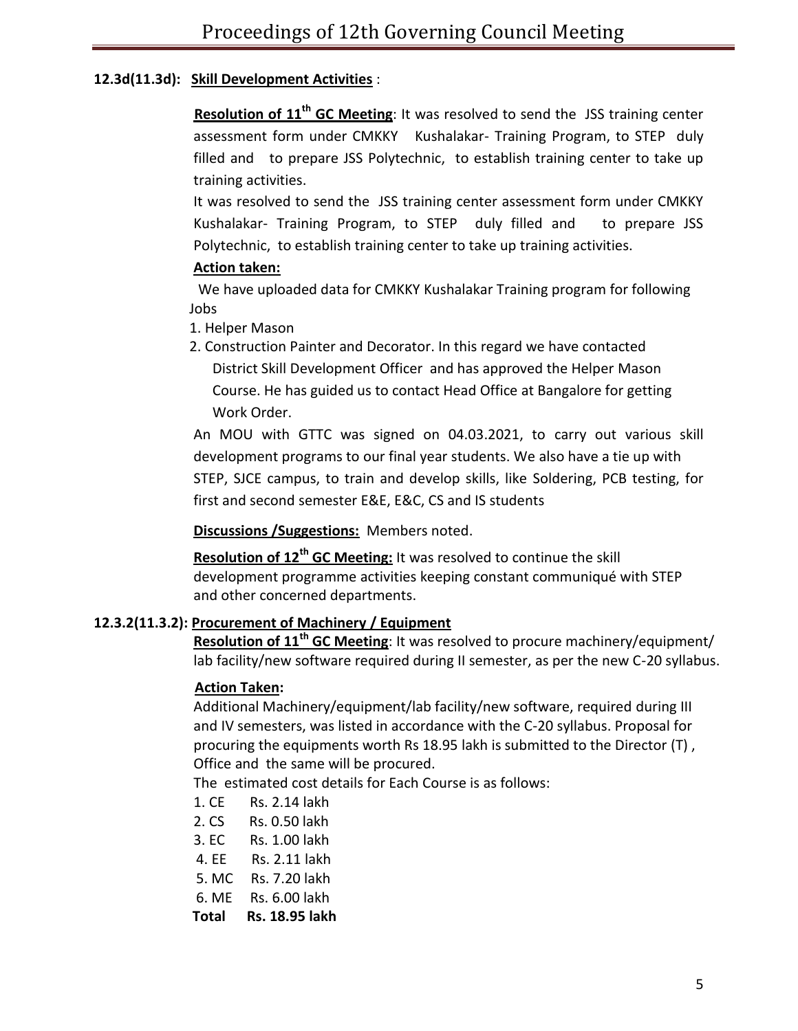### 12.3d(11.3d): Skill Development Activities :

**Resolution of 11th GC Meeting**: It was resolved to send the JSS training center assessment form under CMKKY Kushalakar- Training Program, to STEP duly filled and to prepare JSS Polytechnic, to establish training center to take up training activities.

It was resolved to send the JSS training center assessment form under CMKKY Kushalakar- Training Program, to STEP duly filled and to prepare JSS Polytechnic, to establish training center to take up training activities.

**Action taken:**

We have uploaded data for CMKKY Kushalakar Training program for following Jobs

1. Helper Mason
2. Construction Painter and Decorator. In this regard we have contacted District Skill Development Officer and has approved the Helper Mason Course. He has guided us to contact Head Office at Bangalore for getting Work Order.

An MOU with GTTC was signed on 04.03.2021, to carry out various skill development programs to our final year students. We also have a tie up with STEP, SJCE campus, to train and develop skills, like Soldering, PCB testing, for first and second semester E&E, E&C, CS and IS students

**Discussions /Suggestions:** Members noted.

**Resolution of 12th GC Meeting:** It was resolved to continue the skill development programme activities keeping constant communiqué with STEP and other concerned departments.

### 12.3.2(11.3.2): Procurement of Machinery / Equipment

**Resolution of 11th GC Meeting**: It was resolved to procure machinery/equipment/ lab facility/new software required during II semester, as per the new C-20 syllabus.

**Action Taken:**

Additional Machinery/equipment/lab facility/new software, required during III and IV semesters, was listed in accordance with the C-20 syllabus. Proposal for procuring the equipments worth Rs 18.95 lakh is submitted to the Director (T) , Office and the same will be procured.

The estimated cost details for Each Course is as follows:

1. CE Rs. 2.14 lakh
2. CS Rs. 0.50 lakh
3. EC Rs. 1.00 lakh
4. EE Rs. 2.11 lakh
5. MC Rs. 7.20 lakh
6. ME Rs. 6.00 lakh

**Total Rs. 18.95 lakh**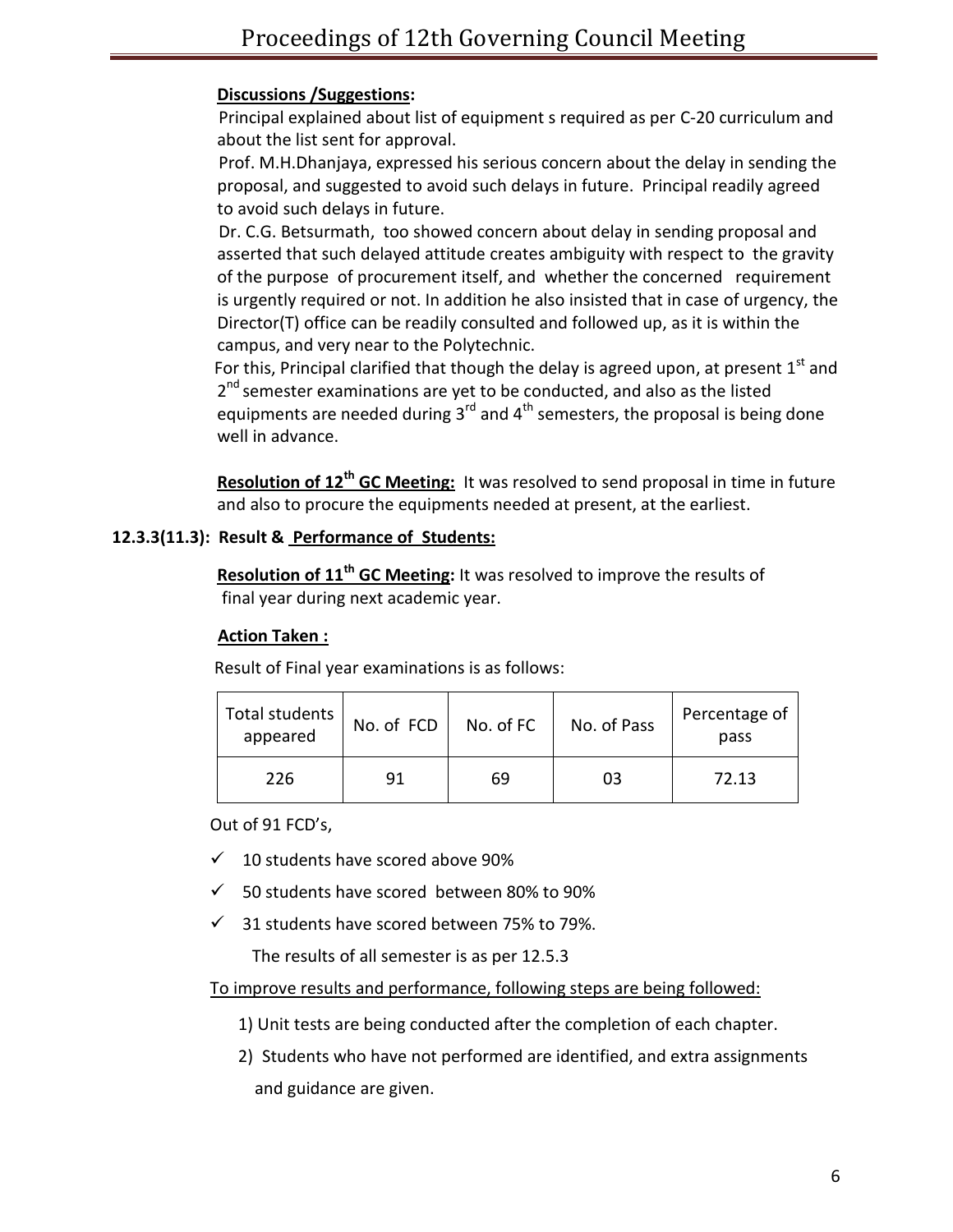**Discussions /Suggestions:**

Principal explained about list of equipment s required as per C-20 curriculum and about the list sent for approval.

Prof. M.H.Dhanjaya, expressed his serious concern about the delay in sending the proposal, and suggested to avoid such delays in future. Principal readily agreed to avoid such delays in future.

Dr. C.G. Betsurmath, too showed concern about delay in sending proposal and asserted that such delayed attitude creates ambiguity with respect to the gravity of the purpose of procurement itself, and whether the concerned requirement is urgently required or not. In addition he also insisted that in case of urgency, the Director(T) office can be readily consulted and followed up, as it is within the campus, and very near to the Polytechnic.

For this, Principal clarified that though the delay is agreed upon, at present 1st and 2nd semester examinations are yet to be conducted, and also as the listed equipments are needed during 3rd and 4th semesters, the proposal is being done well in advance.

**Resolution of 12th GC Meeting:** It was resolved to send proposal in time in future and also to procure the equipments needed at present, at the earliest.

**12.3.3(11.3): Result & Performance of Students:**

**Resolution of 11th GC Meeting:** It was resolved to improve the results of final year during next academic year.

**Action Taken :**

Result of Final year examinations is as follows:

| Total students appeared | No. of FCD | No. of FC | No. of Pass | Percentage of pass |
|---|---|---|---|---|
| 226 | 91 | 69 | 03 | 72.13 |

Out of 91 FCD's,

- ✓ 10 students have scored above 90%
- ✓ 50 students have scored between 80% to 90%
- ✓ 31 students have scored between 75% to 79%.

The results of all semester is as per 12.5.3

To improve results and performance, following steps are being followed:

1) Unit tests are being conducted after the completion of each chapter.
2) Students who have not performed are identified, and extra assignments and guidance are given.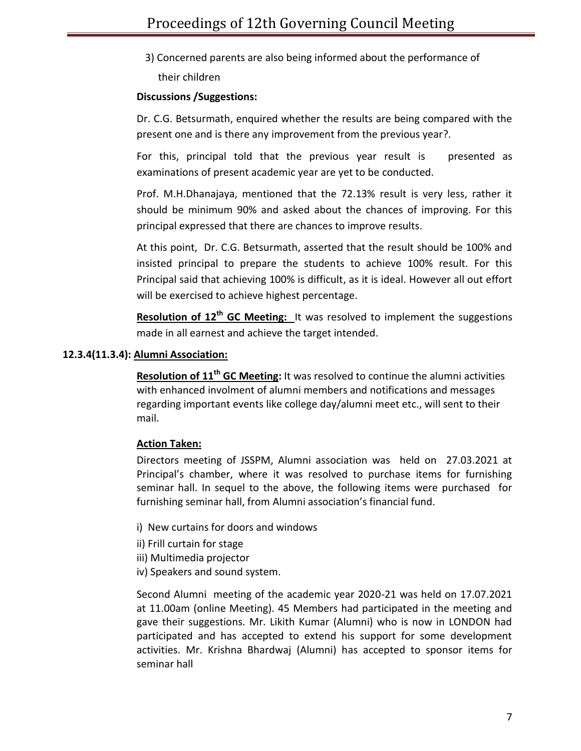3) Concerned parents are also being informed about the performance of their children

**Discussions /Suggestions:**

Dr. C.G. Betsurmath, enquired whether the results are being compared with the present one and is there any improvement from the previous year?.

For this, principal told that the previous year result is presented as examinations of present academic year are yet to be conducted.

Prof. M.H.Dhanajaya, mentioned that the 72.13% result is very less, rather it should be minimum 90% and asked about the chances of improving. For this principal expressed that there are chances to improve results.

At this point, Dr. C.G. Betsurmath, asserted that the result should be 100% and insisted principal to prepare the students to achieve 100% result. For this Principal said that achieving 100% is difficult, as it is ideal. However all out effort will be exercised to achieve highest percentage.

**Resolution of 12th GC Meeting:** It was resolved to implement the suggestions made in all earnest and achieve the target intended.

**12.3.4(11.3.4): Alumni Association:**

**Resolution of 11th GC Meeting:** It was resolved to continue the alumni activities with enhanced involment of alumni members and notifications and messages regarding important events like college day/alumni meet etc., will sent to their mail.

**Action Taken:**

Directors meeting of JSSPM, Alumni association was held on 27.03.2021 at Principal's chamber, where it was resolved to purchase items for furnishing seminar hall. In sequel to the above, the following items were purchased for furnishing seminar hall, from Alumni association's financial fund.

i) New curtains for doors and windows
ii) Frill curtain for stage
iii) Multimedia projector
iv) Speakers and sound system.

Second Alumni meeting of the academic year 2020-21 was held on 17.07.2021 at 11.00am (online Meeting). 45 Members had participated in the meeting and gave their suggestions. Mr. Likith Kumar (Alumni) who is now in LONDON had participated and has accepted to extend his support for some development activities. Mr. Krishna Bhardwaj (Alumni) has accepted to sponsor items for seminar hall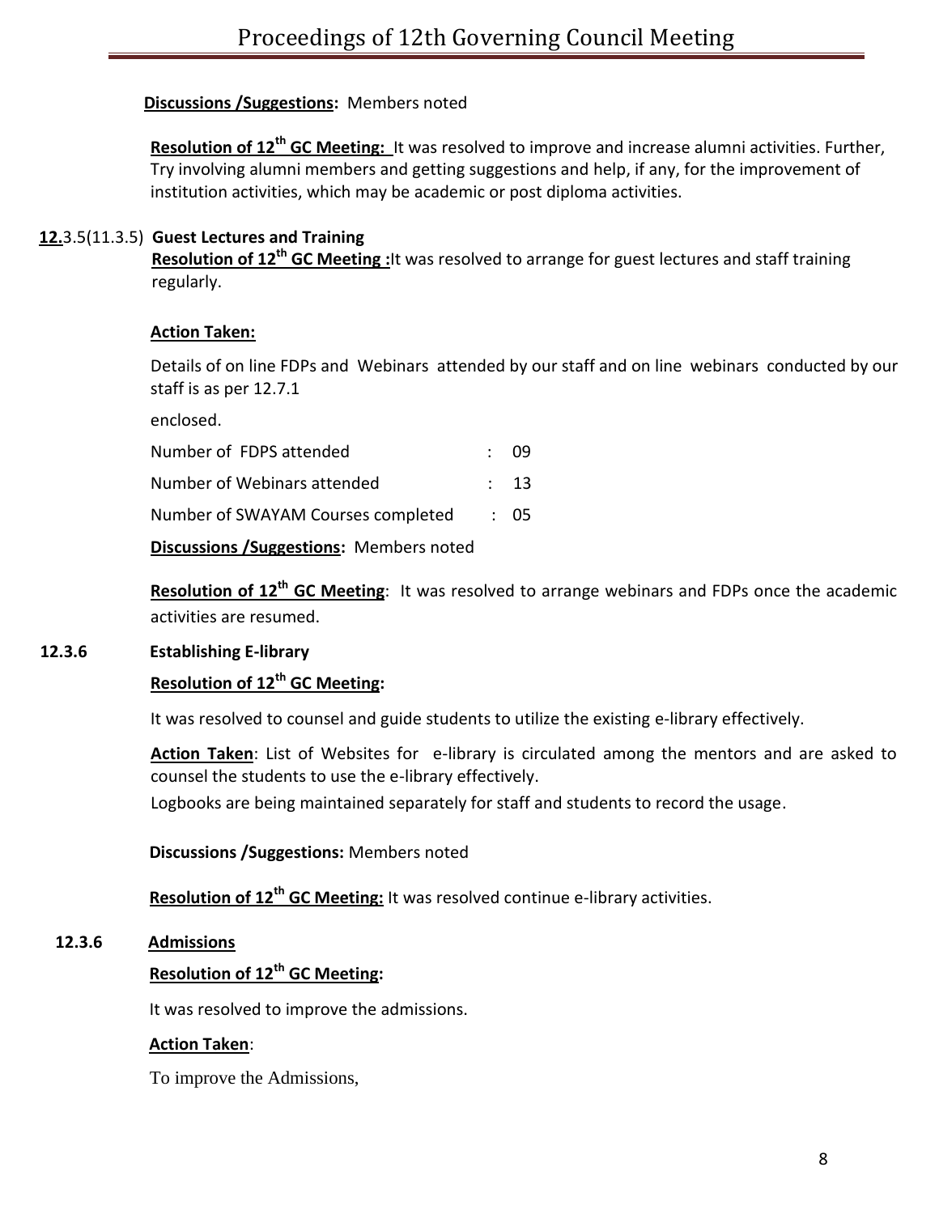**Discussions /Suggestions:** Members noted

**Resolution of 12th GC Meeting:** It was resolved to improve and increase alumni activities. Further, Try involving alumni members and getting suggestions and help, if any, for the improvement of institution activities, which may be academic or post diploma activities.

**12.3.5(11.3.5) Guest Lectures and Training**

**Resolution of 12th GC Meeting :** It was resolved to arrange for guest lectures and staff training regularly.

**Action Taken:**

Details of on line FDPs and Webinars attended by our staff and on line webinars conducted by our staff is as per 12.7.1

enclosed.

| | | |
|---|---|---|
| Number of FDPS attended | : | 09 |
| Number of Webinars attended | : | 13 |
| Number of SWAYAM Courses completed | : | 05 |

**Discussions /Suggestions:** Members noted

**Resolution of 12th GC Meeting**: It was resolved to arrange webinars and FDPs once the academic activities are resumed.

**12.3.6 Establishing E-library**

**Resolution of 12th GC Meeting:**

It was resolved to counsel and guide students to utilize the existing e-library effectively.

**Action Taken**: List of Websites for e-library is circulated among the mentors and are asked to counsel the students to use the e-library effectively.

Logbooks are being maintained separately for staff and students to record the usage.

**Discussions /Suggestions:** Members noted

**Resolution of 12th GC Meeting:** It was resolved continue e-library activities.

**12.3.6 Admissions**

**Resolution of 12th GC Meeting:**

It was resolved to improve the admissions.

**Action Taken**:

To improve the Admissions,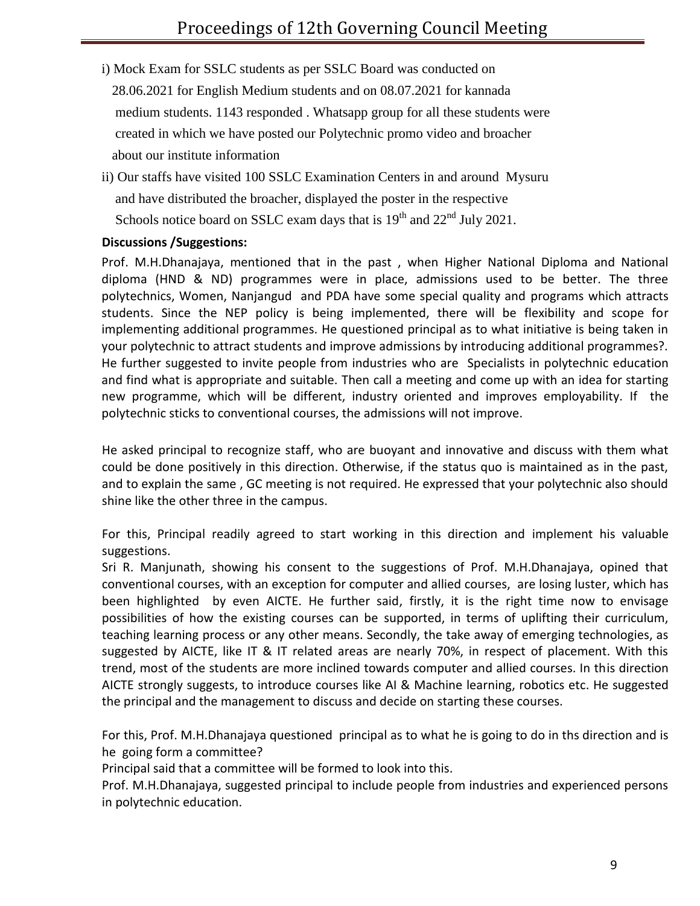i) Mock Exam for SSLC students as per SSLC Board was conducted on 28.06.2021 for English Medium students and on 08.07.2021 for kannada medium students. 1143 responded . Whatsapp group for all these students were created in which we have posted our Polytechnic promo video and broacher about our institute information

ii) Our staffs have visited 100 SSLC Examination Centers in and around Mysuru and have distributed the broacher, displayed the poster in the respective Schools notice board on SSLC exam days that is 19th and 22nd July 2021.

**Discussions /Suggestions:**

Prof. M.H.Dhanajaya, mentioned that in the past , when Higher National Diploma and National diploma (HND & ND) programmes were in place, admissions used to be better. The three polytechnics, Women, Nanjangud and PDA have some special quality and programs which attracts students. Since the NEP policy is being implemented, there will be flexibility and scope for implementing additional programmes. He questioned principal as to what initiative is being taken in your polytechnic to attract students and improve admissions by introducing additional programmes?. He further suggested to invite people from industries who are Specialists in polytechnic education and find what is appropriate and suitable. Then call a meeting and come up with an idea for starting new programme, which will be different, industry oriented and improves employability. If the polytechnic sticks to conventional courses, the admissions will not improve.

He asked principal to recognize staff, who are buoyant and innovative and discuss with them what could be done positively in this direction. Otherwise, if the status quo is maintained as in the past, and to explain the same , GC meeting is not required. He expressed that your polytechnic also should shine like the other three in the campus.

For this, Principal readily agreed to start working in this direction and implement his valuable suggestions.

Sri R. Manjunath, showing his consent to the suggestions of Prof. M.H.Dhanajaya, opined that conventional courses, with an exception for computer and allied courses, are losing luster, which has been highlighted by even AICTE. He further said, firstly, it is the right time now to envisage possibilities of how the existing courses can be supported, in terms of uplifting their curriculum, teaching learning process or any other means. Secondly, the take away of emerging technologies, as suggested by AICTE, like IT & IT related areas are nearly 70%, in respect of placement. With this trend, most of the students are more inclined towards computer and allied courses. In this direction AICTE strongly suggests, to introduce courses like AI & Machine learning, robotics etc. He suggested the principal and the management to discuss and decide on starting these courses.

For this, Prof. M.H.Dhanajaya questioned principal as to what he is going to do in ths direction and is he going form a committee?

Principal said that a committee will be formed to look into this.

Prof. M.H.Dhanajaya, suggested principal to include people from industries and experienced persons in polytechnic education.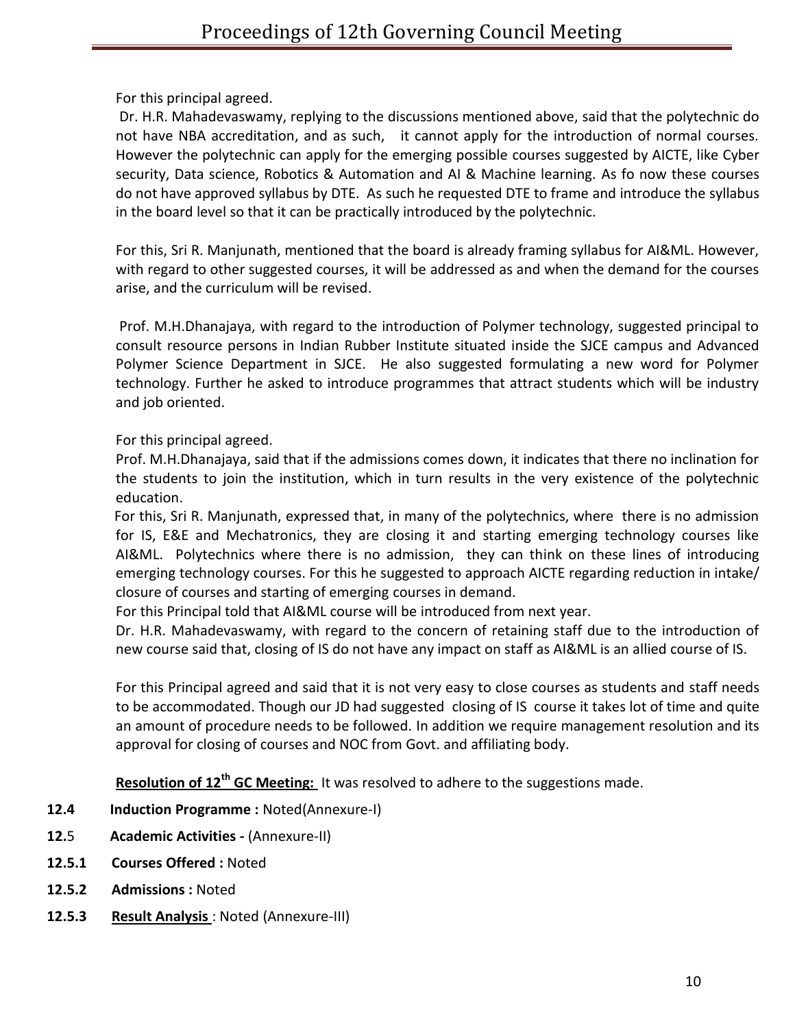For this principal agreed.

Dr. H.R. Mahadevaswamy, replying to the discussions mentioned above, said that the polytechnic do not have NBA accreditation, and as such, it cannot apply for the introduction of normal courses. However the polytechnic can apply for the emerging possible courses suggested by AICTE, like Cyber security, Data science, Robotics & Automation and AI & Machine learning. As fo now these courses do not have approved syllabus by DTE. As such he requested DTE to frame and introduce the syllabus in the board level so that it can be practically introduced by the polytechnic.

For this, Sri R. Manjunath, mentioned that the board is already framing syllabus for AI&ML. However, with regard to other suggested courses, it will be addressed as and when the demand for the courses arise, and the curriculum will be revised.

Prof. M.H.Dhanajaya, with regard to the introduction of Polymer technology, suggested principal to consult resource persons in Indian Rubber Institute situated inside the SJCE campus and Advanced Polymer Science Department in SJCE. He also suggested formulating a new word for Polymer technology. Further he asked to introduce programmes that attract students which will be industry and job oriented.

For this principal agreed.

Prof. M.H.Dhanajaya, said that if the admissions comes down, it indicates that there no inclination for the students to join the institution, which in turn results in the very existence of the polytechnic education.

For this, Sri R. Manjunath, expressed that, in many of the polytechnics, where there is no admission for IS, E&E and Mechatronics, they are closing it and starting emerging technology courses like AI&ML. Polytechnics where there is no admission, they can think on these lines of introducing emerging technology courses. For this he suggested to approach AICTE regarding reduction in intake/ closure of courses and starting of emerging courses in demand.

For this Principal told that AI&ML course will be introduced from next year.

Dr. H.R. Mahadevaswamy, with regard to the concern of retaining staff due to the introduction of new course said that, closing of IS do not have any impact on staff as AI&ML is an allied course of IS.

For this Principal agreed and said that it is not very easy to close courses as students and staff needs to be accommodated. Though our JD had suggested closing of IS course it takes lot of time and quite an amount of procedure needs to be followed. In addition we require management resolution and its approval for closing of courses and NOC from Govt. and affiliating body.

**Resolution of 12th GC Meeting:** It was resolved to adhere to the suggestions made.

**12.4 Induction Programme :** Noted(Annexure-I)

**12.5 Academic Activities -** (Annexure-II)

**12.5.1 Courses Offered :** Noted

**12.5.2 Admissions :** Noted

**12.5.3 Result Analysis** : Noted (Annexure-III)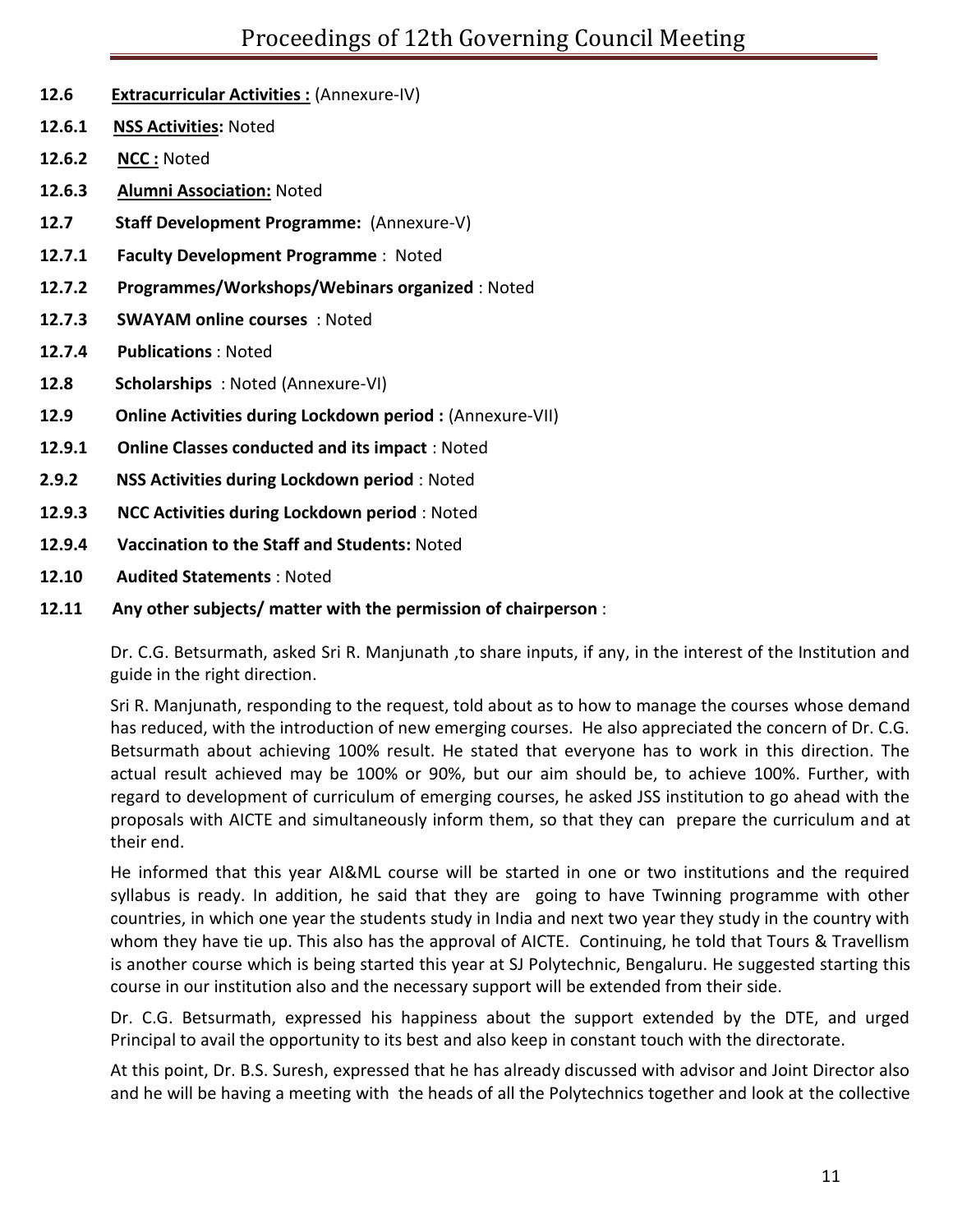**12.6** **Extracurricular Activities :** (Annexure-IV)

**12.6.1** **NSS Activities:** Noted

**12.6.2** **NCC :** Noted

**12.6.3** **Alumni Association:** Noted

**12.7** **Staff Development Programme:** (Annexure-V)

**12.7.1** **Faculty Development Programme** : Noted

**12.7.2** **Programmes/Workshops/Webinars organized** : Noted

**12.7.3** **SWAYAM online courses** : Noted

**12.7.4** **Publications** : Noted

**12.8** **Scholarships** : Noted (Annexure-VI)

**12.9** **Online Activities during Lockdown period :** (Annexure-VII)

**12.9.1** **Online Classes conducted and its impact** : Noted

**2.9.2** **NSS Activities during Lockdown period** : Noted

**12.9.3** **NCC Activities during Lockdown period** : Noted

**12.9.4** **Vaccination to the Staff and Students:** Noted

**12.10** **Audited Statements** : Noted

**12.11** **Any other subjects/ matter with the permission of chairperson** :

Dr. C.G. Betsurmath, asked Sri R. Manjunath ,to share inputs, if any, in the interest of the Institution and guide in the right direction.

Sri R. Manjunath, responding to the request, told about as to how to manage the courses whose demand has reduced, with the introduction of new emerging courses. He also appreciated the concern of Dr. C.G. Betsurmath about achieving 100% result. He stated that everyone has to work in this direction. The actual result achieved may be 100% or 90%, but our aim should be, to achieve 100%. Further, with regard to development of curriculum of emerging courses, he asked JSS institution to go ahead with the proposals with AICTE and simultaneously inform them, so that they can prepare the curriculum and at their end.

He informed that this year AI&ML course will be started in one or two institutions and the required syllabus is ready. In addition, he said that they are going to have Twinning programme with other countries, in which one year the students study in India and next two year they study in the country with whom they have tie up. This also has the approval of AICTE. Continuing, he told that Tours & Travellism is another course which is being started this year at SJ Polytechnic, Bengaluru. He suggested starting this course in our institution also and the necessary support will be extended from their side.

Dr. C.G. Betsurmath, expressed his happiness about the support extended by the DTE, and urged Principal to avail the opportunity to its best and also keep in constant touch with the directorate.

At this point, Dr. B.S. Suresh, expressed that he has already discussed with advisor and Joint Director also and he will be having a meeting with the heads of all the Polytechnics together and look at the collective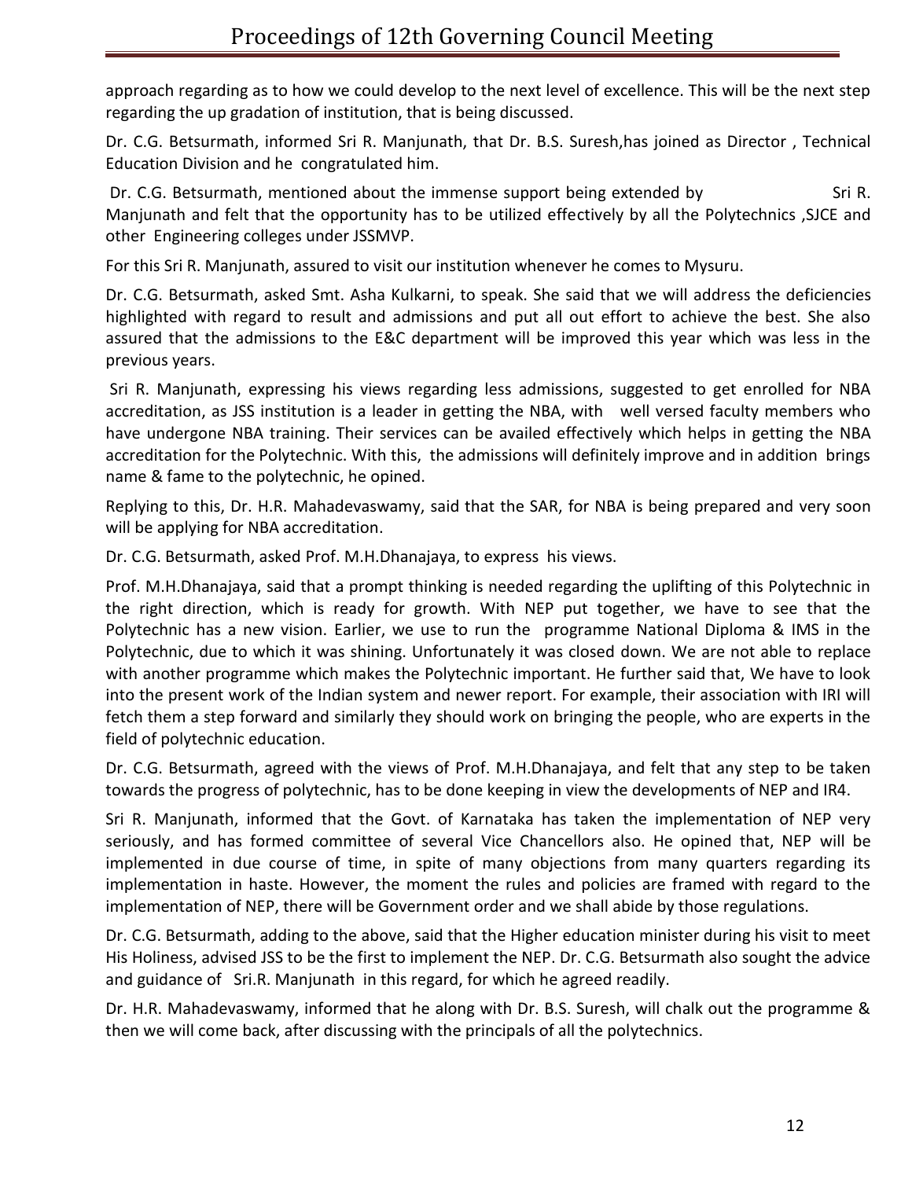approach regarding as to how we could develop to the next level of excellence. This will be the next step regarding the up gradation of institution, that is being discussed.

Dr. C.G. Betsurmath, informed Sri R. Manjunath, that Dr. B.S. Suresh,has joined as Director , Technical Education Division and he congratulated him.

Dr. C.G. Betsurmath, mentioned about the immense support being extended by Sri R. Manjunath and felt that the opportunity has to be utilized effectively by all the Polytechnics ,SJCE and other Engineering colleges under JSSMVP.

For this Sri R. Manjunath, assured to visit our institution whenever he comes to Mysuru.

Dr. C.G. Betsurmath, asked Smt. Asha Kulkarni, to speak. She said that we will address the deficiencies highlighted with regard to result and admissions and put all out effort to achieve the best. She also assured that the admissions to the E&C department will be improved this year which was less in the previous years.

Sri R. Manjunath, expressing his views regarding less admissions, suggested to get enrolled for NBA accreditation, as JSS institution is a leader in getting the NBA, with well versed faculty members who have undergone NBA training. Their services can be availed effectively which helps in getting the NBA accreditation for the Polytechnic. With this, the admissions will definitely improve and in addition brings name & fame to the polytechnic, he opined.

Replying to this, Dr. H.R. Mahadevaswamy, said that the SAR, for NBA is being prepared and very soon will be applying for NBA accreditation.

Dr. C.G. Betsurmath, asked Prof. M.H.Dhanajaya, to express his views.

Prof. M.H.Dhanajaya, said that a prompt thinking is needed regarding the uplifting of this Polytechnic in the right direction, which is ready for growth. With NEP put together, we have to see that the Polytechnic has a new vision. Earlier, we use to run the programme National Diploma & IMS in the Polytechnic, due to which it was shining. Unfortunately it was closed down. We are not able to replace with another programme which makes the Polytechnic important. He further said that, We have to look into the present work of the Indian system and newer report. For example, their association with IRI will fetch them a step forward and similarly they should work on bringing the people, who are experts in the field of polytechnic education.

Dr. C.G. Betsurmath, agreed with the views of Prof. M.H.Dhanajaya, and felt that any step to be taken towards the progress of polytechnic, has to be done keeping in view the developments of NEP and IR4.

Sri R. Manjunath, informed that the Govt. of Karnataka has taken the implementation of NEP very seriously, and has formed committee of several Vice Chancellors also. He opined that, NEP will be implemented in due course of time, in spite of many objections from many quarters regarding its implementation in haste. However, the moment the rules and policies are framed with regard to the implementation of NEP, there will be Government order and we shall abide by those regulations.

Dr. C.G. Betsurmath, adding to the above, said that the Higher education minister during his visit to meet His Holiness, advised JSS to be the first to implement the NEP. Dr. C.G. Betsurmath also sought the advice and guidance of Sri.R. Manjunath in this regard, for which he agreed readily.

Dr. H.R. Mahadevaswamy, informed that he along with Dr. B.S. Suresh, will chalk out the programme & then we will come back, after discussing with the principals of all the polytechnics.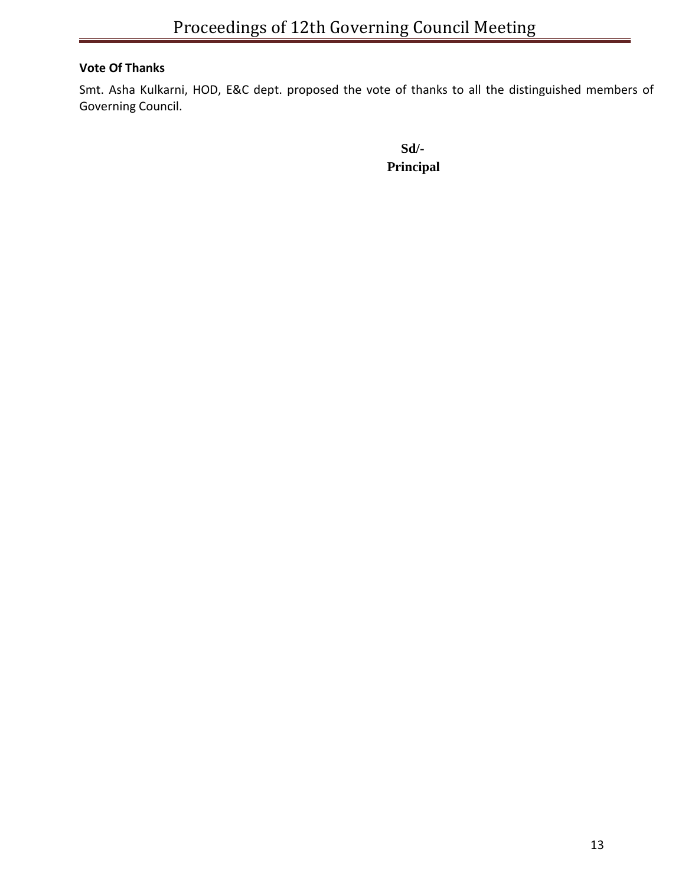**Vote Of Thanks**

Smt. Asha Kulkarni, HOD, E&C dept. proposed the vote of thanks to all the distinguished members of Governing Council.

**Sd/-**
**Principal**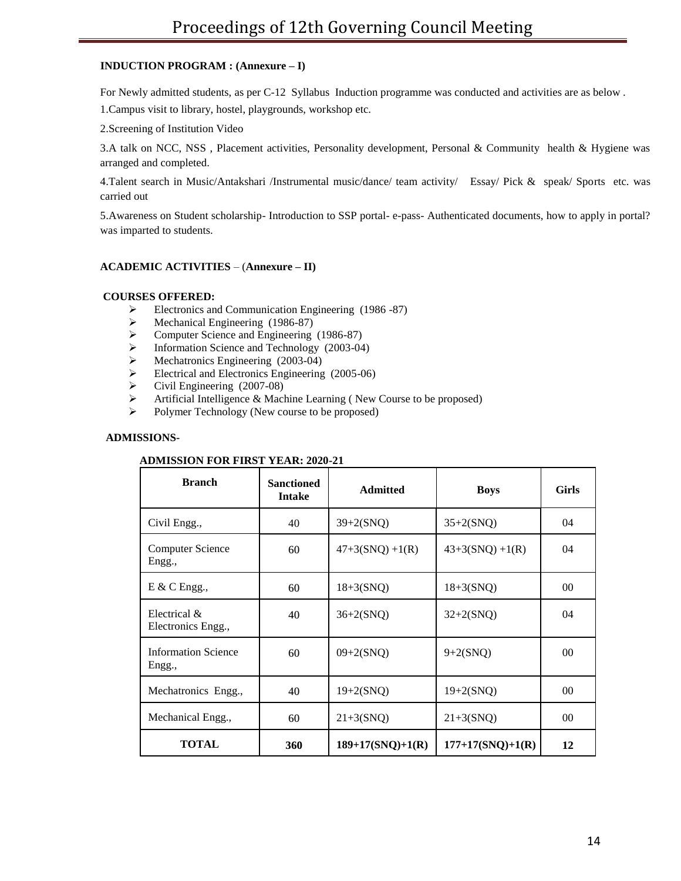**INDUCTION PROGRAM : (Annexure – I)**

For Newly admitted students, as per C-12 Syllabus Induction programme was conducted and activities are as below .

1.Campus visit to library, hostel, playgrounds, workshop etc.

2.Screening of Institution Video

3.A talk on NCC, NSS , Placement activities, Personality development, Personal & Community health & Hygiene was arranged and completed.

4.Talent search in Music/Antakshari /Instrumental music/dance/ team activity/ Essay/ Pick & speak/ Sports etc. was carried out

5.Awareness on Student scholarship- Introduction to SSP portal- e-pass- Authenticated documents, how to apply in portal? was imparted to students.

**ACADEMIC ACTIVITIES** – (**Annexure – II)**

**COURSES OFFERED:**

- Electronics and Communication Engineering (1986 -87)
- Mechanical Engineering (1986-87)
- Computer Science and Engineering (1986-87)
- Information Science and Technology (2003-04)
- Mechatronics Engineering (2003-04)
- Electrical and Electronics Engineering (2005-06)
- Civil Engineering (2007-08)
- Artificial Intelligence & Machine Learning ( New Course to be proposed)
- Polymer Technology (New course to be proposed)

**ADMISSIONS**-

**ADMISSION FOR FIRST YEAR: 2020-21**

| Branch | Sanctioned Intake | Admitted | Boys | Girls |
|---|---|---|---|---|
| Civil Engg., | 40 | 39+2(SNQ) | 35+2(SNQ) | 04 |
| Computer Science Engg., | 60 | 47+3(SNQ) +1(R) | 43+3(SNQ) +1(R) | 04 |
| E & C Engg., | 60 | 18+3(SNQ) | 18+3(SNQ) | 00 |
| Electrical & Electronics Engg., | 40 | 36+2(SNQ) | 32+2(SNQ) | 04 |
| Information Science Engg., | 60 | 09+2(SNQ) | 9+2(SNQ) | 00 |
| Mechatronics Engg., | 40 | 19+2(SNQ) | 19+2(SNQ) | 00 |
| Mechanical Engg., | 60 | 21+3(SNQ) | 21+3(SNQ) | 00 |
| **TOTAL** | **360** | **189+17(SNQ)+1(R)** | **177+17(SNQ)+1(R)** | **12** |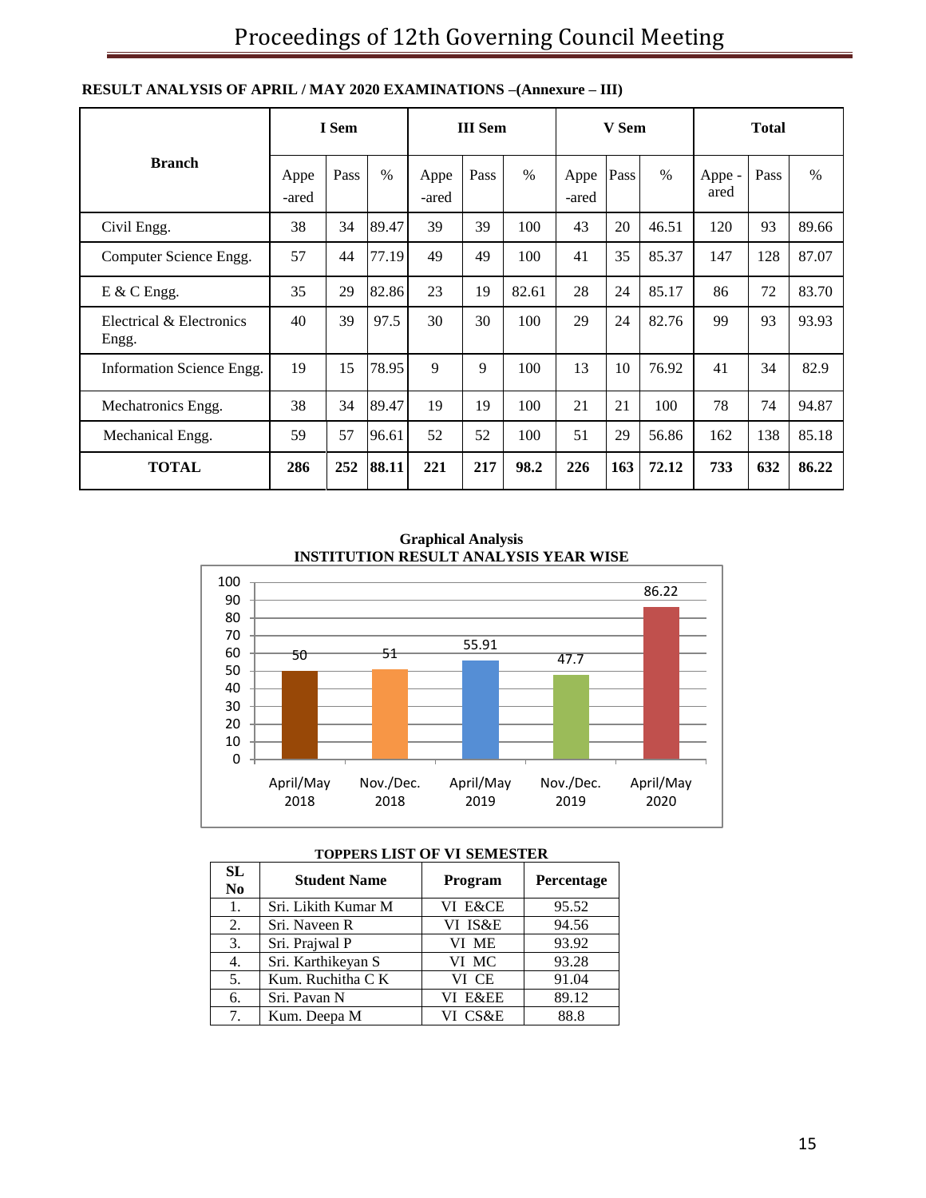**RESULT ANALYSIS OF APRIL / MAY 2020 EXAMINATIONS –(Annexure – III)**

| Branch | I Sem | | | III Sem | | | V Sem | | | Total | | |
|---|---|---|---|---|---|---|---|---|---|---|---|---|
| | Appe -ared | Pass | % | Appe -ared | Pass | % | Appe -ared | Pass | % | Appe - ared | Pass | % |
| Civil Engg. | 38 | 34 | 89.47 | 39 | 39 | 100 | 43 | 20 | 46.51 | 120 | 93 | 89.66 |
| Computer Science Engg. | 57 | 44 | 77.19 | 49 | 49 | 100 | 41 | 35 | 85.37 | 147 | 128 | 87.07 |
| E & C Engg. | 35 | 29 | 82.86 | 23 | 19 | 82.61 | 28 | 24 | 85.17 | 86 | 72 | 83.70 |
| Electrical & Electronics Engg. | 40 | 39 | 97.5 | 30 | 30 | 100 | 29 | 24 | 82.76 | 99 | 93 | 93.93 |
| Information Science Engg. | 19 | 15 | 78.95 | 9 | 9 | 100 | 13 | 10 | 76.92 | 41 | 34 | 82.9 |
| Mechatronics Engg. | 38 | 34 | 89.47 | 19 | 19 | 100 | 21 | 21 | 100 | 78 | 74 | 94.87 |
| Mechanical Engg. | 59 | 57 | 96.61 | 52 | 52 | 100 | 51 | 29 | 56.86 | 162 | 138 | 85.18 |
| **TOTAL** | **286** | **252** | **88.11** | **221** | **217** | **98.2** | **226** | **163** | **72.12** | **733** | **632** | **86.22** |

**Graphical Analysis**
**INSTITUTION RESULT ANALYSIS YEAR WISE**

| Examination | Result (%) |
|---|---|
| April/May 2018 | 50 |
| Nov./Dec. 2018 | 51 |
| April/May 2019 | 55.91 |
| Nov./Dec. 2019 | 47.7 |
| April/May 2020 | 86.22 |

**TOPPERS LIST OF VI SEMESTER**

| SL No | Student Name | Program | Percentage |
|---|---|---|---|
| 1. | Sri. Likith Kumar M | VI E&CE | 95.52 |
| 2. | Sri. Naveen R | VI IS&E | 94.56 |
| 3. | Sri. Prajwal P | VI ME | 93.92 |
| 4. | Sri. Karthikeyan S | VI MC | 93.28 |
| 5. | Kum. Ruchitha C K | VI CE | 91.04 |
| 6. | Sri. Pavan N | VI E&EE | 89.12 |
| 7. | Kum. Deepa M | VI CS&E | 88.8 |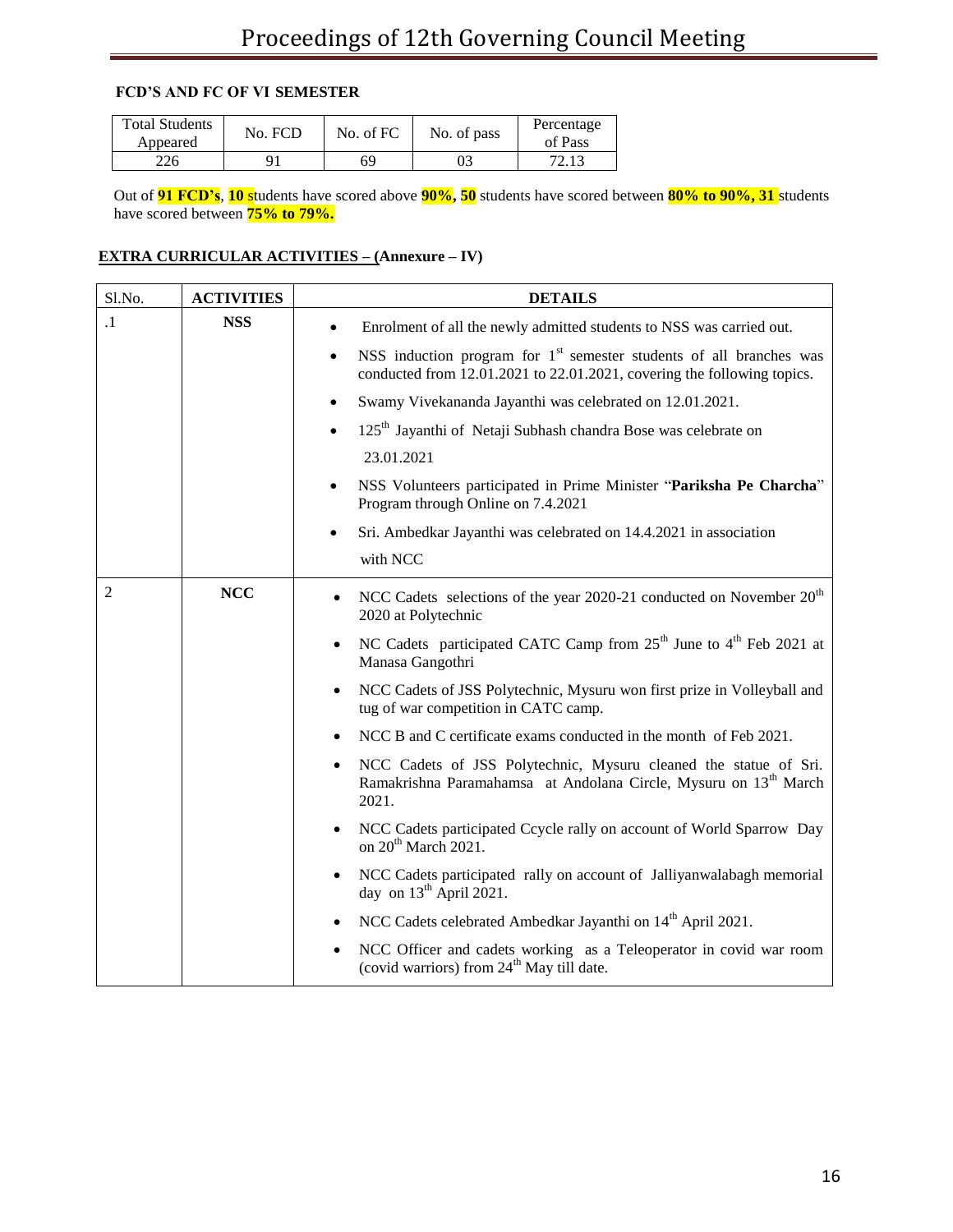**FCD'S AND FC OF VI SEMESTER**

| Total Students Appeared | No. FCD | No. of FC | No. of pass | Percentage of Pass |
|---|---|---|---|---|
| 226 | 91 | 69 | 03 | 72.13 |

Out of **91 FCD's**, **10** students have scored above **90%**, **50** students have scored between **80% to 90%**, **31** students have scored between **75% to 79%.**

**EXTRA CURRICULAR ACTIVITIES – (Annexure – IV)**

| Sl.No. | ACTIVITIES | DETAILS |
|---|---|---|
| .1 | **NSS** | • Enrolment of all the newly admitted students to NSS was carried out. <br> • NSS induction program for $1^{st}$ semester students of all branches was conducted from 12.01.2021 to 22.01.2021, covering the following topics. <br> • Swamy Vivekananda Jayanthi was celebrated on 12.01.2021. <br> • $125^{th}$ Jayanthi of Netaji Subhash chandra Bose was celebrate on 23.01.2021 <br> • NSS Volunteers participated in Prime Minister "**Pariksha Pe Charcha**" Program through Online on 7.4.2021 <br> • Sri. Ambedkar Jayanthi was celebrated on 14.4.2021 in association with NCC |
| 2 | **NCC** | • NCC Cadets selections of the year 2020-21 conducted on November $20^{th}$ 2020 at Polytechnic <br> • NC Cadets participated CATC Camp from $25^{th}$ June to $4^{th}$ Feb 2021 at Manasa Gangothri <br> • NCC Cadets of JSS Polytechnic, Mysuru won first prize in Volleyball and tug of war competition in CATC camp. <br> • NCC B and C certificate exams conducted in the month of Feb 2021. <br> • NCC Cadets of JSS Polytechnic, Mysuru cleaned the statue of Sri. Ramakrishna Paramahamsa at Andolana Circle, Mysuru on $13^{th}$ March 2021. <br> • NCC Cadets participated Ccycle rally on account of World Sparrow Day on $20^{th}$ March 2021. <br> • NCC Cadets participated rally on account of Jalliyanwalabagh memorial day on $13^{th}$ April 2021. <br> • NCC Cadets celebrated Ambedkar Jayanthi on $14^{th}$ April 2021. <br> • NCC Officer and cadets working as a Teleoperator in covid war room (covid warriors) from $24^{th}$ May till date. |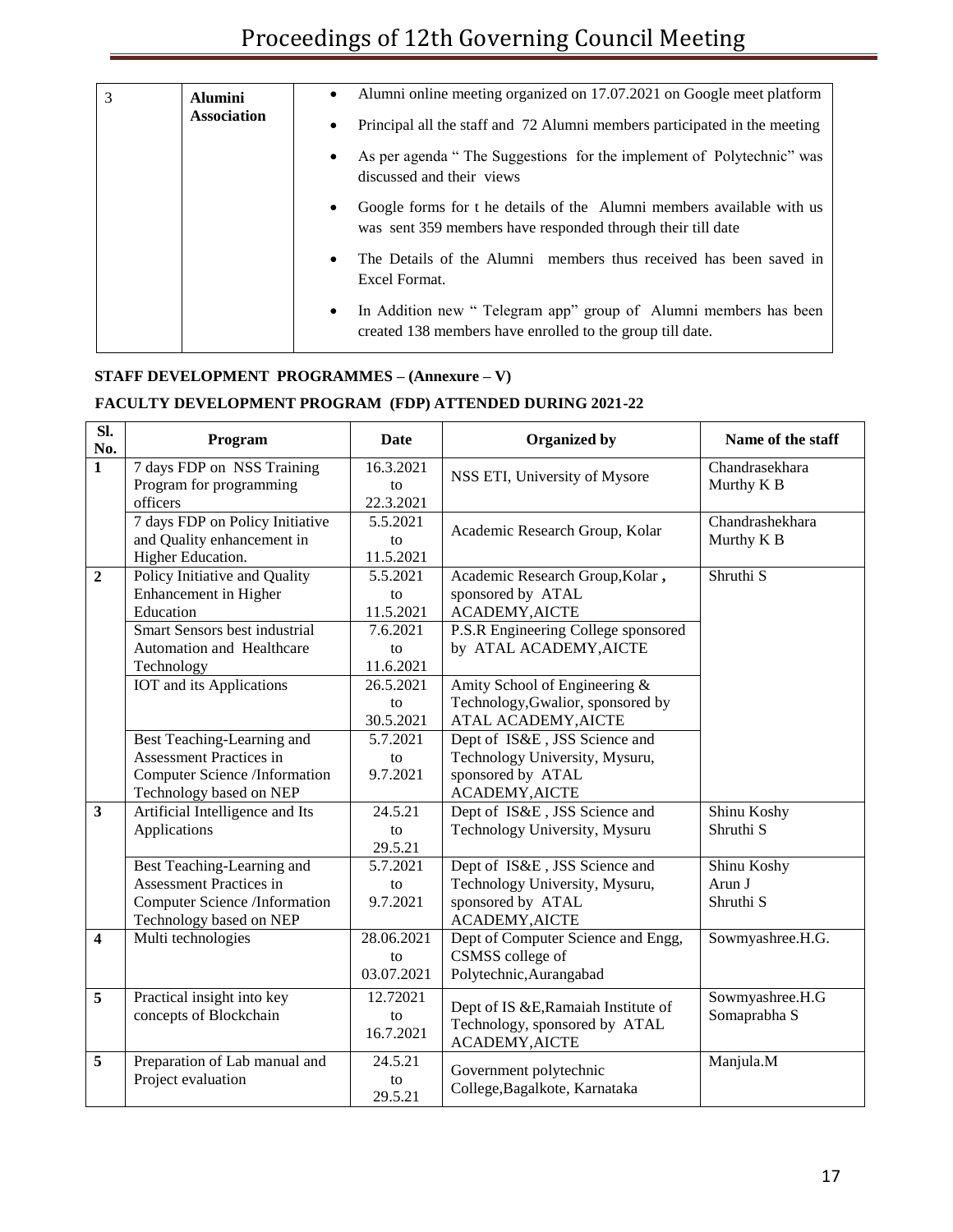| 3 | **Alumini Association** | • Alumni online meeting organized on 17.07.2021 on Google meet platform<br>• Principal all the staff and 72 Alumni members participated in the meeting<br>• As per agenda " The Suggestions for the implement of Polytechnic" was discussed and their views<br>• Google forms for t he details of the Alumni members available with us was sent 359 members have responded through their till date<br>• The Details of the Alumni members thus received has been saved in Excel Format.<br>• In Addition new " Telegram app" group of Alumni members has been created 138 members have enrolled to the group till date. |
|---|---|---|

**STAFF DEVELOPMENT PROGRAMMES – (Annexure – V)**

**FACULTY DEVELOPMENT PROGRAM (FDP) ATTENDED DURING 2021-22**

| Sl. No. | Program | Date | Organized by | Name of the staff |
|---|---|---|---|---|
| **1** | 7 days FDP on NSS Training Program for programming officers | 16.3.2021 to 22.3.2021 | NSS ETI, University of Mysore | Chandrasekhara Murthy K B |
| | 7 days FDP on Policy Initiative and Quality enhancement in Higher Education. | 5.5.2021 to 11.5.2021 | Academic Research Group, Kolar | Chandrashekhara Murthy K B |
| **2** | Policy Initiative and Quality Enhancement in Higher Education | 5.5.2021 to 11.5.2021 | Academic Research Group,Kolar **,** sponsored by ATAL ACADEMY,AICTE | Shruthi S |
| | Smart Sensors best industrial Automation and Healthcare Technology | 7.6.2021 to 11.6.2021 | P.S.R Engineering College sponsored by ATAL ACADEMY,AICTE | |
| | IOT and its Applications | 26.5.2021 to 30.5.2021 | Amity School of Engineering & Technology,Gwalior, sponsored by ATAL ACADEMY,AICTE | |
| | Best Teaching-Learning and Assessment Practices in Computer Science /Information Technology based on NEP | 5.7.2021 to 9.7.2021 | Dept of IS&E , JSS Science and Technology University, Mysuru, sponsored by ATAL ACADEMY,AICTE | |
| **3** | Artificial Intelligence and Its Applications | 24.5.21 to 29.5.21 | Dept of IS&E , JSS Science and Technology University, Mysuru | Shinu Koshy<br>Shruthi S |
| | Best Teaching-Learning and Assessment Practices in Computer Science /Information Technology based on NEP | 5.7.2021 to 9.7.2021 | Dept of IS&E , JSS Science and Technology University, Mysuru, sponsored by ATAL ACADEMY,AICTE | Shinu Koshy<br>Arun J<br>Shruthi S |
| **4** | Multi technologies | 28.06.2021 to 03.07.2021 | Dept of Computer Science and Engg, CSMSS college of Polytechnic,Aurangabad | Sowmyashree.H.G. |
| **5** | Practical insight into key concepts of Blockchain | 12.72021 to 16.7.2021 | Dept of IS &E,Ramaiah Institute of Technology, sponsored by ATAL ACADEMY,AICTE | Sowmyashree.H.G<br>Somaprabha S |
| **5** | Preparation of Lab manual and Project evaluation | 24.5.21 to 29.5.21 | Government polytechnic College,Bagalkote, Karnataka | Manjula.M |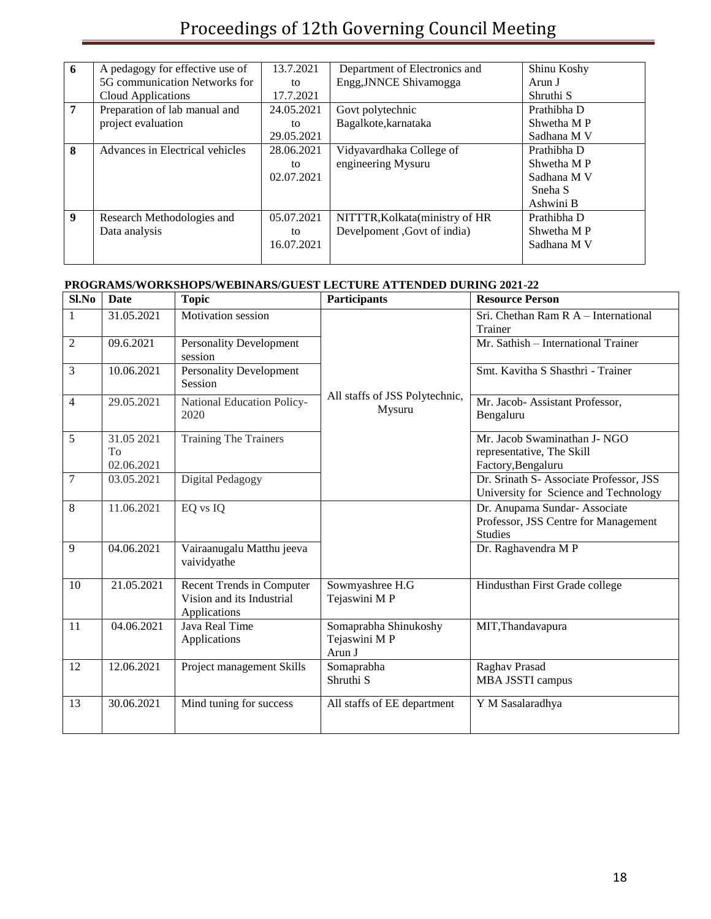| 6 | A pedagogy for effective use of 5G communication Networks for Cloud Applications | 13.7.2021 to 17.7.2021 | Department of Electronics and Engg,JNNCE Shivamogga | Shinu Koshy<br>Arun J<br>Shruthi S |
|---|---|---|---|---|
| 7 | Preparation of lab manual and project evaluation | 24.05.2021 to 29.05.2021 | Govt polytechnic Bagalkote,karnataka | Prathibha D<br>Shwetha M P<br>Sadhana M V |
| 8 | Advances in Electrical vehicles | 28.06.2021 to 02.07.2021 | Vidyavardhaka College of engineering Mysuru | Prathibha D<br>Shwetha M P<br>Sadhana M V<br>Sneha S<br>Ashwini B |
| 9 | Research Methodologies and Data analysis | 05.07.2021 to 16.07.2021 | NITTTR,Kolkata(ministry of HR Develpoment ,Govt of india) | Prathibha D<br>Shwetha M P<br>Sadhana M V |

**PROGRAMS/WORKSHOPS/WEBINARS/GUEST LECTURE ATTENDED DURING 2021-22**

| Sl.No | Date | Topic | Participants | Resource Person |
|---|---|---|---|---|
| 1 | 31.05.2021 | Motivation session | All staffs of JSS Polytechnic, Mysuru | Sri. Chethan Ram R A – International Trainer |
| 2 | 09.6.2021 | Personality Development session | | Mr. Sathish – International Trainer |
| 3 | 10.06.2021 | Personality Development Session | | Smt. Kavitha S Shasthri - Trainer |
| 4 | 29.05.2021 | National Education Policy-2020 | | Mr. Jacob- Assistant Professor, Bengaluru |
| 5 | 31.05 2021 To 02.06.2021 | Training The Trainers | | Mr. Jacob Swaminathan J- NGO representative, The Skill Factory,Bengaluru |
| 7 | 03.05.2021 | Digital Pedagogy | | Dr. Srinath S- Associate Professor, JSS University for Science and Technology |
| 8 | 11.06.2021 | EQ vs IQ | | Dr. Anupama Sundar- Associate Professor, JSS Centre for Management Studies |
| 9 | 04.06.2021 | Vairaanugalu Matthu jeeva vaividyathe | | Dr. Raghavendra M P |
| 10 | 21.05.2021 | Recent Trends in Computer Vision and its Industrial Applications | Sowmyashree H.G<br>Tejaswini M P | Hindusthan First Grade college |
| 11 | 04.06.2021 | Java Real Time Applications | Somaprabha Shinukoshy<br>Tejaswini M P<br>Arun J | MIT,Thandavapura |
| 12 | 12.06.2021 | Project management Skills | Somaprabha<br>Shruthi S | Raghav Prasad<br>MBA JSSTI campus |
| 13 | 30.06.2021 | Mind tuning for success | All staffs of EE department | Y M Sasalaradhya |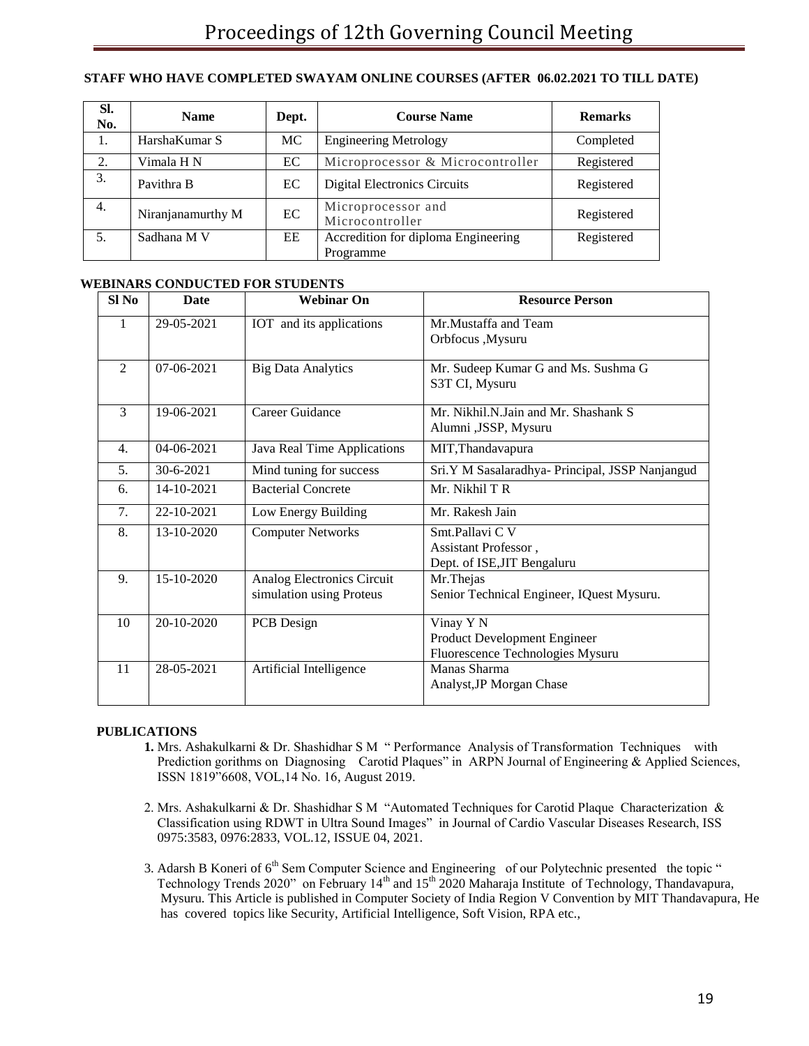**STAFF WHO HAVE COMPLETED SWAYAM ONLINE COURSES (AFTER 06.02.2021 TO TILL DATE)**

| Sl. No. | Name | Dept. | Course Name | Remarks |
|---|---|---|---|---|
| 1. | HarshaKumar S | MC | Engineering Metrology | Completed |
| 2. | Vimala H N | EC | Microprocessor & Microcontroller | Registered |
| 3. | Pavithra B | EC | Digital Electronics Circuits | Registered |
| 4. | Niranjanamurthy M | EC | Microprocessor and Microcontroller | Registered |
| 5. | Sadhana M V | EE | Accredition for diploma Engineering Programme | Registered |

**WEBINARS CONDUCTED FOR STUDENTS**

| Sl No | Date | Webinar On | Resource Person |
|---|---|---|---|
| 1 | 29-05-2021 | IOT and its applications | Mr.Mustaffa and Team<br>Orbfocus ,Mysuru |
| 2 | 07-06-2021 | Big Data Analytics | Mr. Sudeep Kumar G and Ms. Sushma G<br>S3T CI, Mysuru |
| 3 | 19-06-2021 | Career Guidance | Mr. Nikhil.N.Jain and Mr. Shashank S<br>Alumni ,JSSP, Mysuru |
| 4. | 04-06-2021 | Java Real Time Applications | MIT,Thandavapura |
| 5. | 30-6-2021 | Mind tuning for success | Sri.Y M Sasalaradhya- Principal, JSSP Nanjangud |
| 6. | 14-10-2021 | Bacterial Concrete | Mr. Nikhil T R |
| 7. | 22-10-2021 | Low Energy Building | Mr. Rakesh Jain |
| 8. | 13-10-2020 | Computer Networks | Smt.Pallavi C V<br>Assistant Professor ,<br>Dept. of ISE,JIT Bengaluru |
| 9. | 15-10-2020 | Analog Electronics Circuit simulation using Proteus | Mr.Thejas<br>Senior Technical Engineer, IQuest Mysuru. |
| 10 | 20-10-2020 | PCB Design | Vinay Y N<br>Product Development Engineer<br>Fluorescence Technologies Mysuru |
| 11 | 28-05-2021 | Artificial Intelligence | Manas Sharma<br>Analyst,JP Morgan Chase |

**PUBLICATIONS**

1. Mrs. Ashakulkarni & Dr. Shashidhar S M " Performance Analysis of Transformation Techniques with Prediction gorithms on Diagnosing Carotid Plaques" in ARPN Journal of Engineering & Applied Sciences, ISSN 1819"6608, VOL,14 No. 16, August 2019.

2. Mrs. Ashakulkarni & Dr. Shashidhar S M "Automated Techniques for Carotid Plaque Characterization & Classification using RDWT in Ultra Sound Images" in Journal of Cardio Vascular Diseases Research, ISS 0975:3583, 0976:2833, VOL.12, ISSUE 04, 2021.

3. Adarsh B Koneri of 6th Sem Computer Science and Engineering of our Polytechnic presented the topic " Technology Trends 2020" on February 14th and 15th 2020 Maharaja Institute of Technology, Thandavapura, Mysuru. This Article is published in Computer Society of India Region V Convention by MIT Thandavapura, He has covered topics like Security, Artificial Intelligence, Soft Vision, RPA etc.,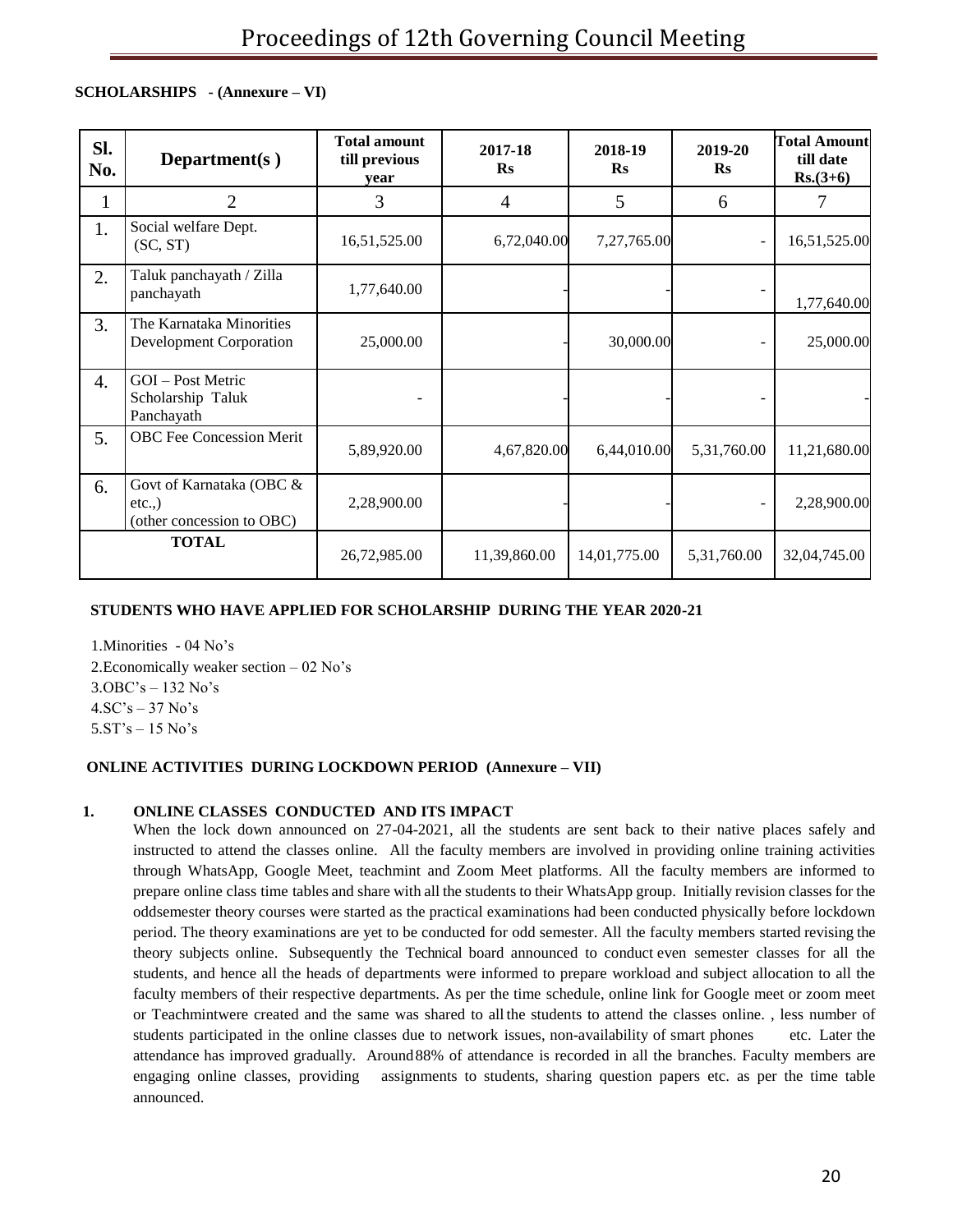**SCHOLARSHIPS - (Annexure – VI)**

| Sl. No. | Department(s ) | Total amount till previous year | 2017-18 Rs | 2018-19 Rs | 2019-20 Rs | Total Amount till date Rs.(3+6) |
|---|---|---|---|---|---|---|
| 1 | 2 | 3 | 4 | 5 | 6 | 7 |
| 1. | Social welfare Dept. (SC, ST) | 16,51,525.00 | 6,72,040.00 | 7,27,765.00 | - | 16,51,525.00 |
| 2. | Taluk panchayath / Zilla panchayath | 1,77,640.00 | - | - | - | 1,77,640.00 |
| 3. | The Karnataka Minorities Development Corporation | 25,000.00 | - | 30,000.00 | - | 25,000.00 |
| 4. | GOI – Post Metric Scholarship Taluk Panchayath | - | - | - | - | - |
| 5. | OBC Fee Concession Merit | 5,89,920.00 | 4,67,820.00 | 6,44,010.00 | 5,31,760.00 | 11,21,680.00 |
| 6. | Govt of Karnataka (OBC & etc.,) (other concession to OBC) | 2,28,900.00 | - | - | - | 2,28,900.00 |
| **TOTAL** | | 26,72,985.00 | 11,39,860.00 | 14,01,775.00 | 5,31,760.00 | 32,04,745.00 |

**STUDENTS WHO HAVE APPLIED FOR SCHOLARSHIP DURING THE YEAR 2020-21**

1.Minorities - 04 No's
2.Economically weaker section – 02 No's
3.OBC's – 132 No's
4.SC's – 37 No's
5.ST's – 15 No's

**ONLINE ACTIVITIES DURING LOCKDOWN PERIOD (Annexure – VII)**

**1. ONLINE CLASSES CONDUCTED AND ITS IMPACT**

When the lock down announced on 27-04-2021, all the students are sent back to their native places safely and instructed to attend the classes online. All the faculty members are involved in providing online training activities through WhatsApp, Google Meet, teachmint and Zoom Meet platforms. All the faculty members are informed to prepare online class time tables and share with all the students to their WhatsApp group. Initially revision classes for the oddsemester theory courses were started as the practical examinations had been conducted physically before lockdown period. The theory examinations are yet to be conducted for odd semester. All the faculty members started revising the theory subjects online. Subsequently the Technical board announced to conduct even semester classes for all the students, and hence all the heads of departments were informed to prepare workload and subject allocation to all the faculty members of their respective departments. As per the time schedule, online link for Google meet or zoom meet or Teachmintwere created and the same was shared to all the students to attend the classes online. , less number of students participated in the online classes due to network issues, non-availability of smart phones etc. Later the attendance has improved gradually. Around 88% of attendance is recorded in all the branches. Faculty members are engaging online classes, providing assignments to students, sharing question papers etc. as per the time table announced.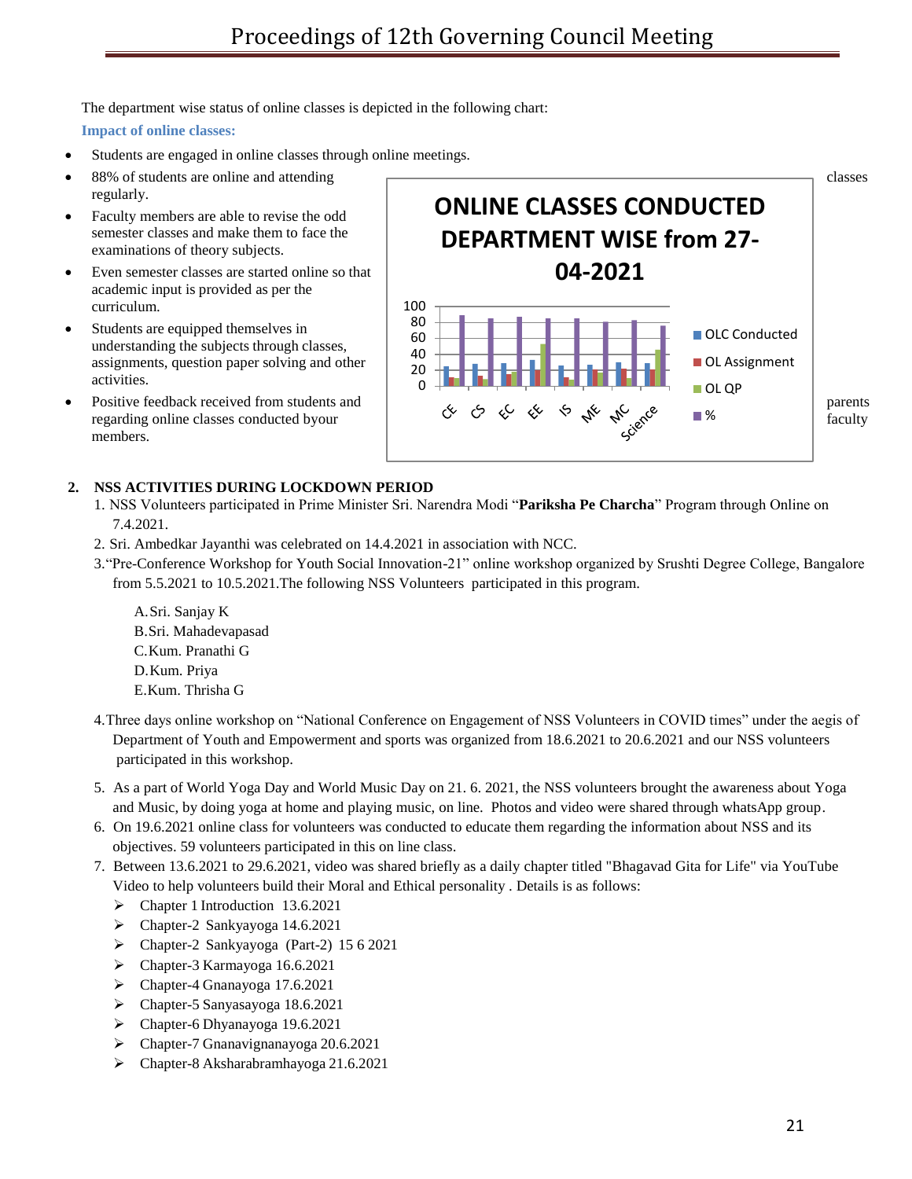The department wise status of online classes is depicted in the following chart:

**Impact of online classes:**

- Students are engaged in online classes through online meetings.
- 88% of students are online and attending classes regularly.
- Faculty members are able to revise the odd semester classes and make them to face the examinations of theory subjects.
- Even semester classes are started online so that academic input is provided as per the curriculum.
- Students are equipped themselves in understanding the subjects through classes, assignments, question paper solving and other activities.
- Positive feedback received from students and parents regarding online classes conducted byour faculty members.

**ONLINE CLASSES CONDUCTED DEPARTMENT WISE from 27-04-2021**

(Chart: departments CE, CS, EC, EE, IS, ME, MC, Science; series: OLC Conducted, OL Assignment, OL QP, %)

**2. NSS ACTIVITIES DURING LOCKDOWN PERIOD**

1. NSS Volunteers participated in Prime Minister Sri. Narendra Modi "**Pariksha Pe Charcha**" Program through Online on 7.4.2021.
2. Sri. Ambedkar Jayanthi was celebrated on 14.4.2021 in association with NCC.
3. "Pre-Conference Workshop for Youth Social Innovation-21" online workshop organized by Srushti Degree College, Bangalore from 5.5.2021 to 10.5.2021.The following NSS Volunteers participated in this program.

   A. Sri. Sanjay K
   B. Sri. Mahadevapasad
   C. Kum. Pranathi G
   D. Kum. Priya
   E. Kum. Thrisha G

4. Three days online workshop on "National Conference on Engagement of NSS Volunteers in COVID times" under the aegis of Department of Youth and Empowerment and sports was organized from 18.6.2021 to 20.6.2021 and our NSS volunteers participated in this workshop.
5. As a part of World Yoga Day and World Music Day on 21. 6. 2021, the NSS volunteers brought the awareness about Yoga and Music, by doing yoga at home and playing music, on line. Photos and video were shared through whatsApp group.
6. On 19.6.2021 online class for volunteers was conducted to educate them regarding the information about NSS and its objectives. 59 volunteers participated in this on line class.
7. Between 13.6.2021 to 29.6.2021, video was shared briefly as a daily chapter titled "Bhagavad Gita for Life" via YouTube Video to help volunteers build their Moral and Ethical personality . Details is as follows:
   - Chapter 1 Introduction 13.6.2021
   - Chapter-2 Sankyayoga 14.6.2021
   - Chapter-2 Sankyayoga (Part-2) 15 6 2021
   - Chapter-3 Karmayoga 16.6.2021
   - Chapter-4 Gnanayoga 17.6.2021
   - Chapter-5 Sanyasayoga 18.6.2021
   - Chapter-6 Dhyanayoga 19.6.2021
   - Chapter-7 Gnanavignanayoga 20.6.2021
   - Chapter-8 Aksharabramhayoga 21.6.2021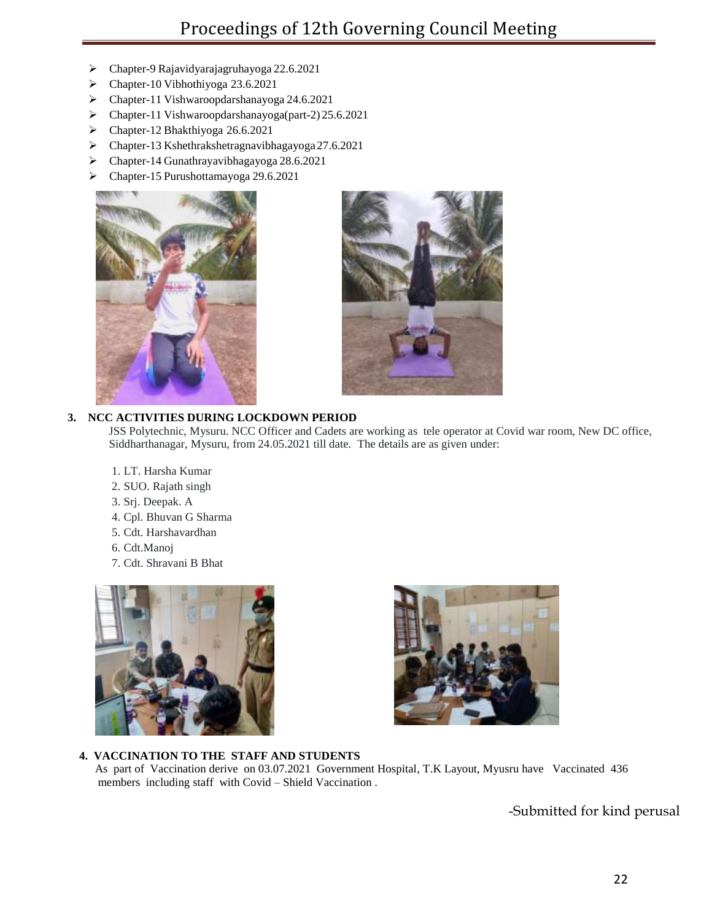- Chapter-9 Rajavidyarajagruhayoga 22.6.2021
- Chapter-10 Vibhothiyoga 23.6.2021
- Chapter-11 Vishwaroopdarshanayoga 24.6.2021
- Chapter-11 Vishwaroopdarshanayoga(part-2) 25.6.2021
- Chapter-12 Bhakthiyoga 26.6.2021
- Chapter-13 Kshethrakshetragnavibhagayoga 27.6.2021
- Chapter-14 Gunathrayavibhagayoga 28.6.2021
- Chapter-15 Purushottamayoga 29.6.2021

**3. NCC ACTIVITIES DURING LOCKDOWN PERIOD**

JSS Polytechnic, Mysuru. NCC Officer and Cadets are working as tele operator at Covid war room, New DC office, Siddharthanagar, Mysuru, from 24.05.2021 till date. The details are as given under:

1. LT. Harsha Kumar
2. SUO. Rajath singh
3. Srj. Deepak. A
4. Cpl. Bhuvan G Sharma
5. Cdt. Harshavardhan
6. Cdt.Manoj
7. Cdt. Shravani B Bhat

**4. VACCINATION TO THE STAFF AND STUDENTS**

As part of Vaccination derive on 03.07.2021 Government Hospital, T.K Layout, Myusru have Vaccinated 436 members including staff with Covid – Shield Vaccination .

-Submitted for kind perusal